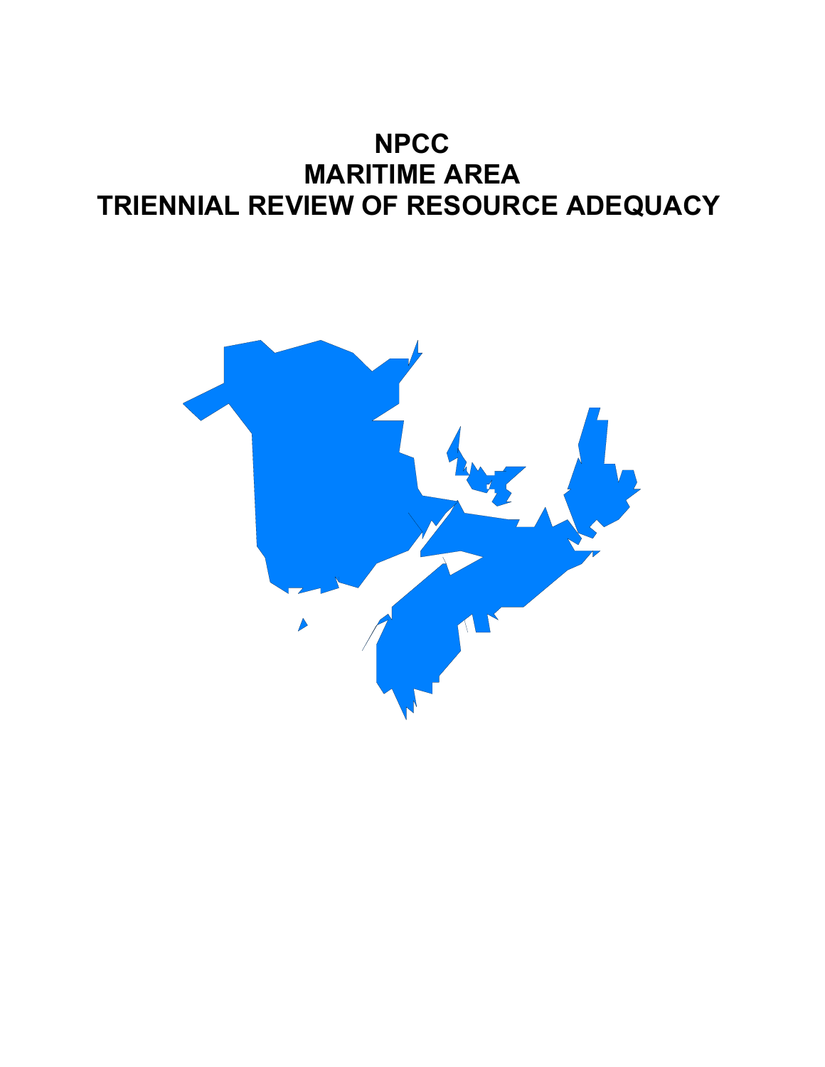# NPCC
# MARITIME AREA
# TRIENNIAL REVIEW OF RESOURCE ADEQUACY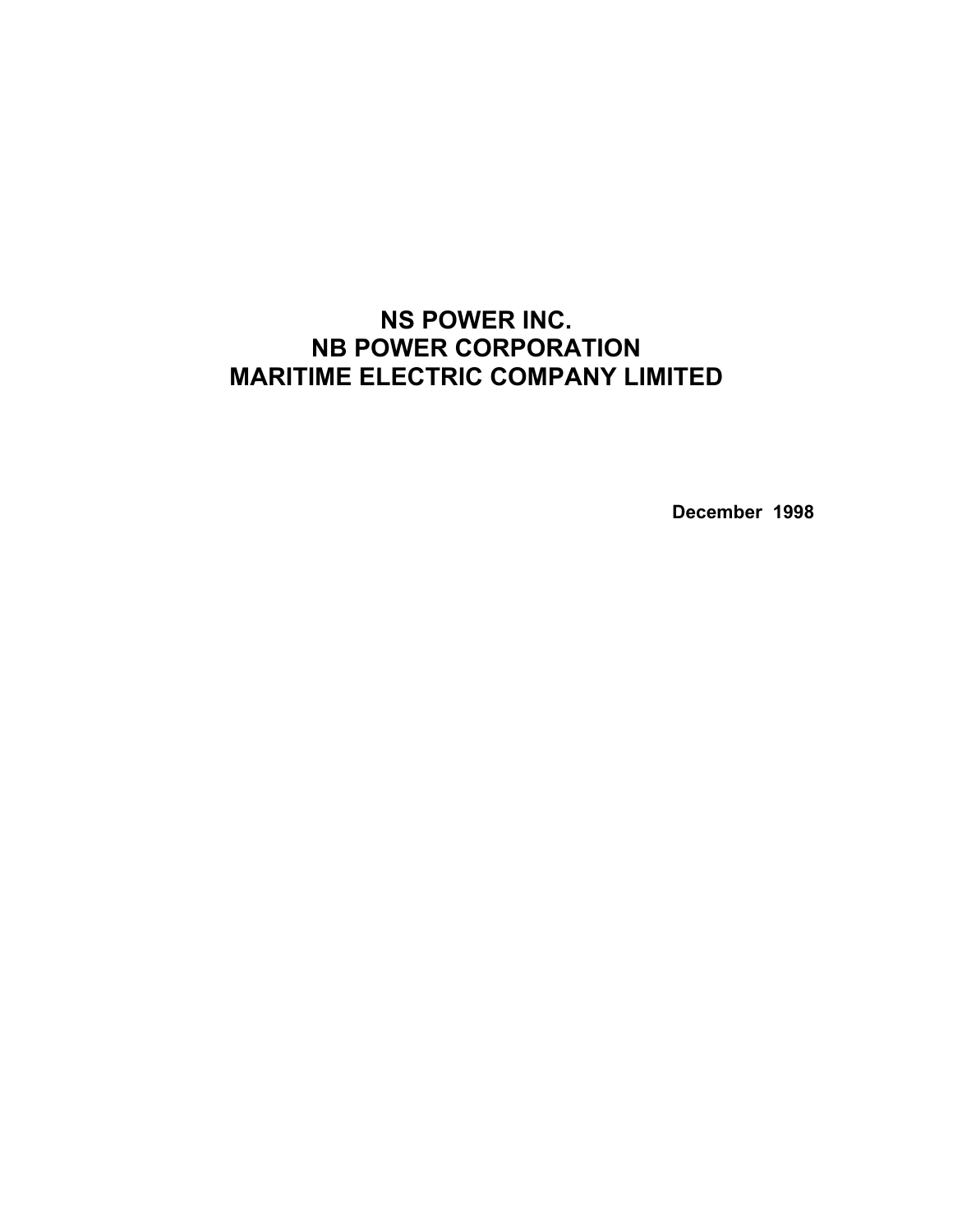# NS POWER INC.
# NB POWER CORPORATION
# MARITIME ELECTRIC COMPANY LIMITED

**December 1998**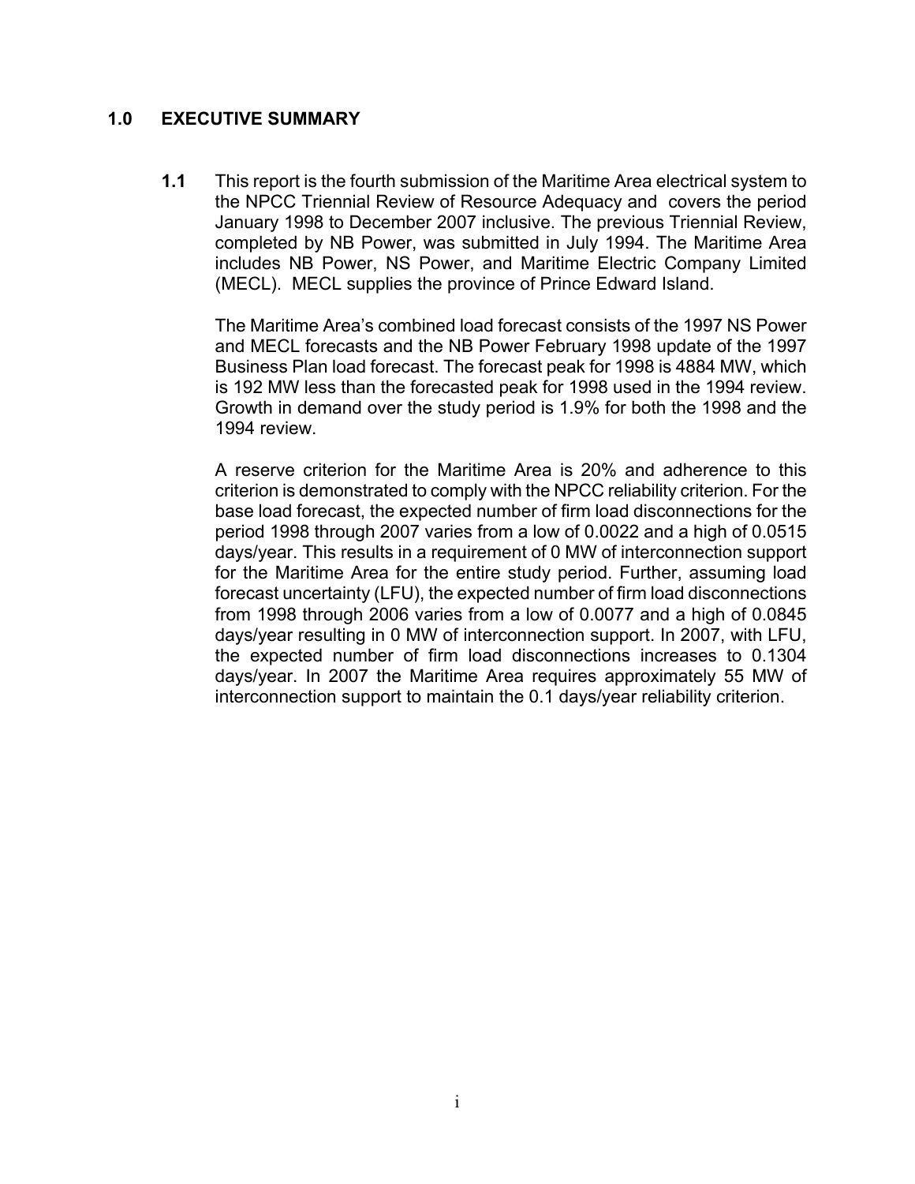# 1.0 EXECUTIVE SUMMARY

**1.1** This report is the fourth submission of the Maritime Area electrical system to the NPCC Triennial Review of Resource Adequacy and covers the period January 1998 to December 2007 inclusive. The previous Triennial Review, completed by NB Power, was submitted in July 1994. The Maritime Area includes NB Power, NS Power, and Maritime Electric Company Limited (MECL). MECL supplies the province of Prince Edward Island.

The Maritime Area's combined load forecast consists of the 1997 NS Power and MECL forecasts and the NB Power February 1998 update of the 1997 Business Plan load forecast. The forecast peak for 1998 is 4884 MW, which is 192 MW less than the forecasted peak for 1998 used in the 1994 review. Growth in demand over the study period is 1.9% for both the 1998 and the 1994 review.

A reserve criterion for the Maritime Area is 20% and adherence to this criterion is demonstrated to comply with the NPCC reliability criterion. For the base load forecast, the expected number of firm load disconnections for the period 1998 through 2007 varies from a low of 0.0022 and a high of 0.0515 days/year. This results in a requirement of 0 MW of interconnection support for the Maritime Area for the entire study period. Further, assuming load forecast uncertainty (LFU), the expected number of firm load disconnections from 1998 through 2006 varies from a low of 0.0077 and a high of 0.0845 days/year resulting in 0 MW of interconnection support. In 2007, with LFU, the expected number of firm load disconnections increases to 0.1304 days/year. In 2007 the Maritime Area requires approximately 55 MW of interconnection support to maintain the 0.1 days/year reliability criterion.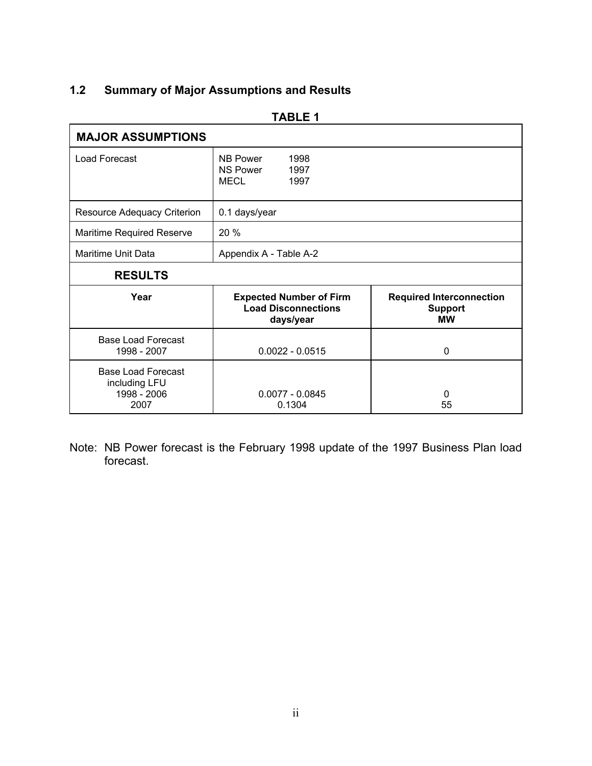## 1.2 Summary of Major Assumptions and Results

**TABLE 1**

| MAJOR ASSUMPTIONS | | |
|---|---|---|
| Load Forecast | NB Power 1998<br>NS Power 1997<br>MECL 1997 | |
| Resource Adequacy Criterion | 0.1 days/year | |
| Maritime Required Reserve | 20 % | |
| Maritime Unit Data | Appendix A - Table A-2 | |
| **RESULTS** | | |
| **Year** | **Expected Number of Firm Load Disconnections days/year** | **Required Interconnection Support MW** |
| Base Load Forecast 1998 - 2007 | 0.0022 - 0.0515 | 0 |
| Base Load Forecast including LFU 1998 - 2006 | 0.0077 - 0.0845 | 0 |
| 2007 | 0.1304 | 55 |

Note: NB Power forecast is the February 1998 update of the 1997 Business Plan load forecast.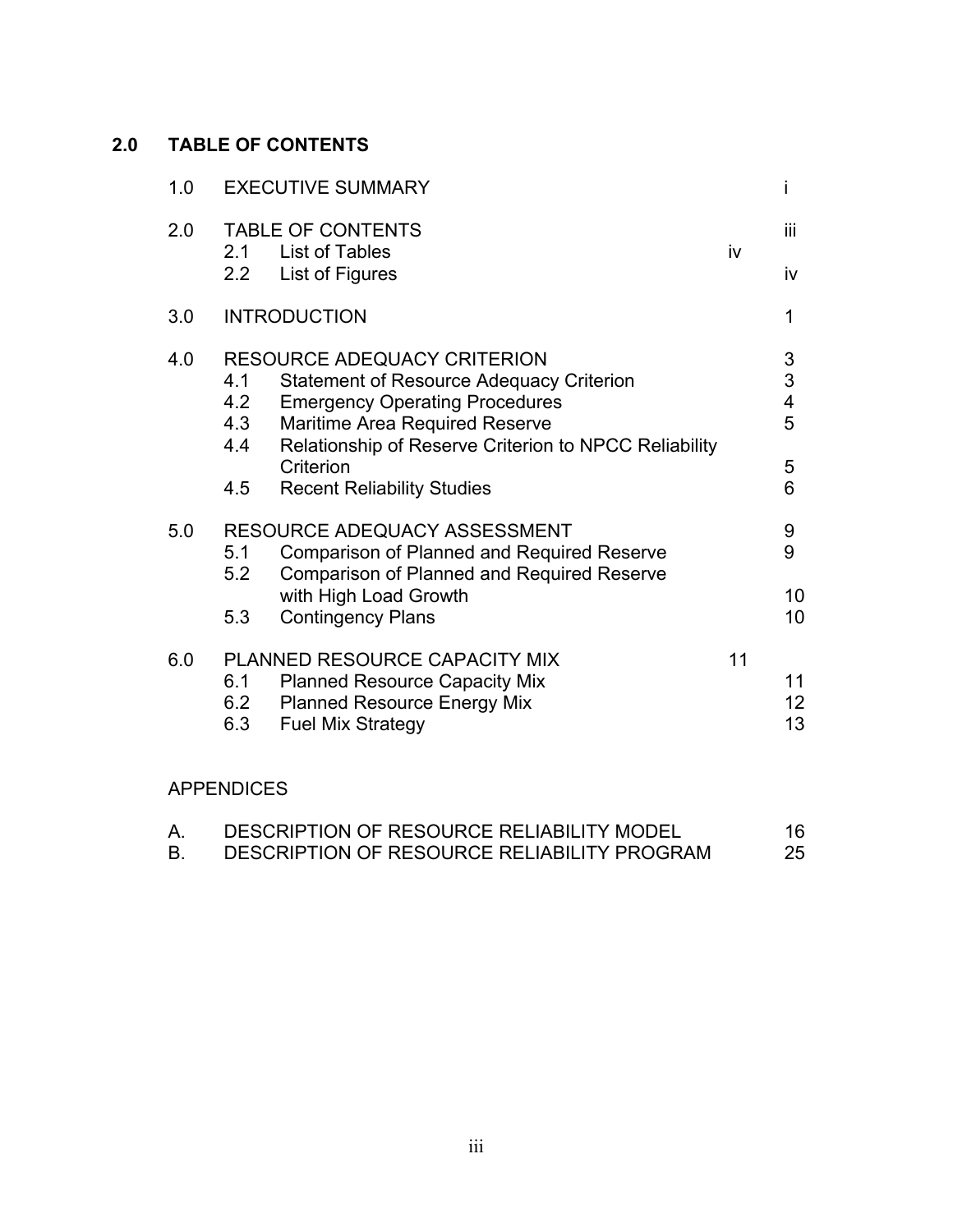## 2.0 TABLE OF CONTENTS

| | | Page |
|---|---|---|
| 1.0 | EXECUTIVE SUMMARY | i |
| 2.0 | TABLE OF CONTENTS | iii |
| | 2.1 List of Tables | iv |
| | 2.2 List of Figures | iv |
| 3.0 | INTRODUCTION | 1 |
| 4.0 | RESOURCE ADEQUACY CRITERION | 3 |
| | 4.1 Statement of Resource Adequacy Criterion | 3 |
| | 4.2 Emergency Operating Procedures | 4 |
| | 4.3 Maritime Area Required Reserve | 5 |
| | 4.4 Relationship of Reserve Criterion to NPCC Reliability Criterion | 5 |
| | 4.5 Recent Reliability Studies | 6 |
| 5.0 | RESOURCE ADEQUACY ASSESSMENT | 9 |
| | 5.1 Comparison of Planned and Required Reserve | 9 |
| | 5.2 Comparison of Planned and Required Reserve with High Load Growth | 10 |
| | 5.3 Contingency Plans | 10 |
| 6.0 | PLANNED RESOURCE CAPACITY MIX | 11 |
| | 6.1 Planned Resource Capacity Mix | 11 |
| | 6.2 Planned Resource Energy Mix | 12 |
| | 6.3 Fuel Mix Strategy | 13 |

APPENDICES

| | | |
|---|---|---|
| A. | DESCRIPTION OF RESOURCE RELIABILITY MODEL | 16 |
| B. | DESCRIPTION OF RESOURCE RELIABILITY PROGRAM | 25 |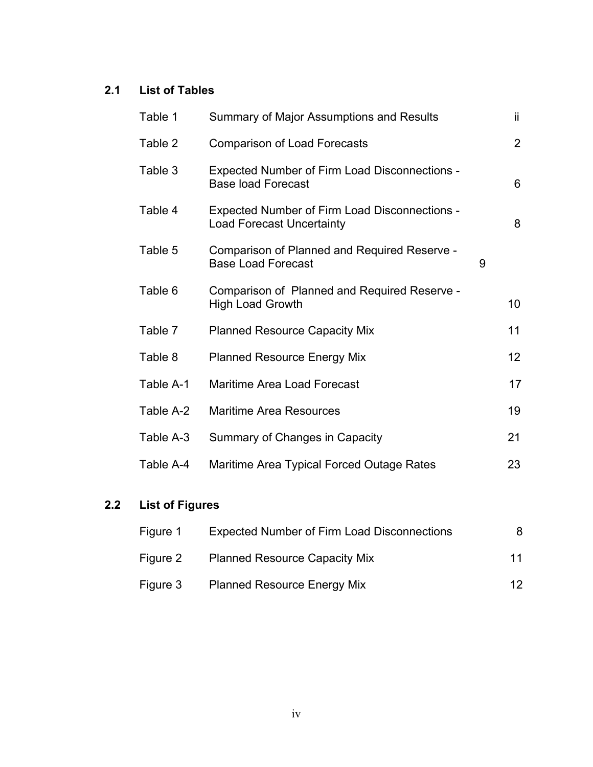## 2.1 List of Tables

| | | |
|---|---|---|
| Table 1 | Summary of Major Assumptions and Results | ii |
| Table 2 | Comparison of Load Forecasts | 2 |
| Table 3 | Expected Number of Firm Load Disconnections - Base load Forecast | 6 |
| Table 4 | Expected Number of Firm Load Disconnections - Load Forecast Uncertainty | 8 |
| Table 5 | Comparison of Planned and Required Reserve - Base Load Forecast | 9 |
| Table 6 | Comparison of Planned and Required Reserve - High Load Growth | 10 |
| Table 7 | Planned Resource Capacity Mix | 11 |
| Table 8 | Planned Resource Energy Mix | 12 |
| Table A-1 | Maritime Area Load Forecast | 17 |
| Table A-2 | Maritime Area Resources | 19 |
| Table A-3 | Summary of Changes in Capacity | 21 |
| Table A-4 | Maritime Area Typical Forced Outage Rates | 23 |

## 2.2 List of Figures

| | | |
|---|---|---|
| Figure 1 | Expected Number of Firm Load Disconnections | 8 |
| Figure 2 | Planned Resource Capacity Mix | 11 |
| Figure 3 | Planned Resource Energy Mix | 12 |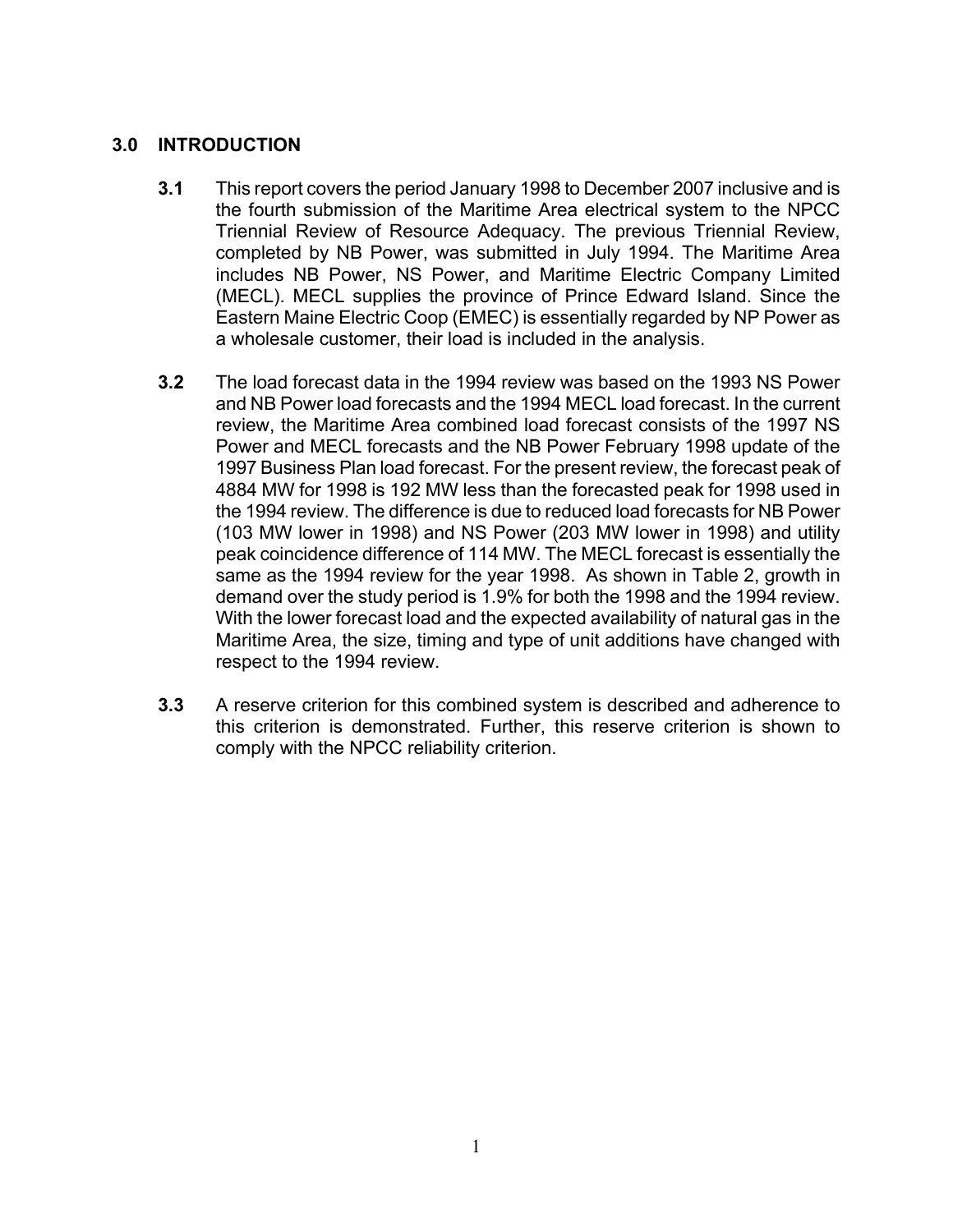## 3.0 INTRODUCTION

**3.1** This report covers the period January 1998 to December 2007 inclusive and is the fourth submission of the Maritime Area electrical system to the NPCC Triennial Review of Resource Adequacy. The previous Triennial Review, completed by NB Power, was submitted in July 1994. The Maritime Area includes NB Power, NS Power, and Maritime Electric Company Limited (MECL). MECL supplies the province of Prince Edward Island. Since the Eastern Maine Electric Coop (EMEC) is essentially regarded by NP Power as a wholesale customer, their load is included in the analysis.

**3.2** The load forecast data in the 1994 review was based on the 1993 NS Power and NB Power load forecasts and the 1994 MECL load forecast. In the current review, the Maritime Area combined load forecast consists of the 1997 NS Power and MECL forecasts and the NB Power February 1998 update of the 1997 Business Plan load forecast. For the present review, the forecast peak of 4884 MW for 1998 is 192 MW less than the forecasted peak for 1998 used in the 1994 review. The difference is due to reduced load forecasts for NB Power (103 MW lower in 1998) and NS Power (203 MW lower in 1998) and utility peak coincidence difference of 114 MW. The MECL forecast is essentially the same as the 1994 review for the year 1998. As shown in Table 2, growth in demand over the study period is 1.9% for both the 1998 and the 1994 review. With the lower forecast load and the expected availability of natural gas in the Maritime Area, the size, timing and type of unit additions have changed with respect to the 1994 review.

**3.3** A reserve criterion for this combined system is described and adherence to this criterion is demonstrated. Further, this reserve criterion is shown to comply with the NPCC reliability criterion.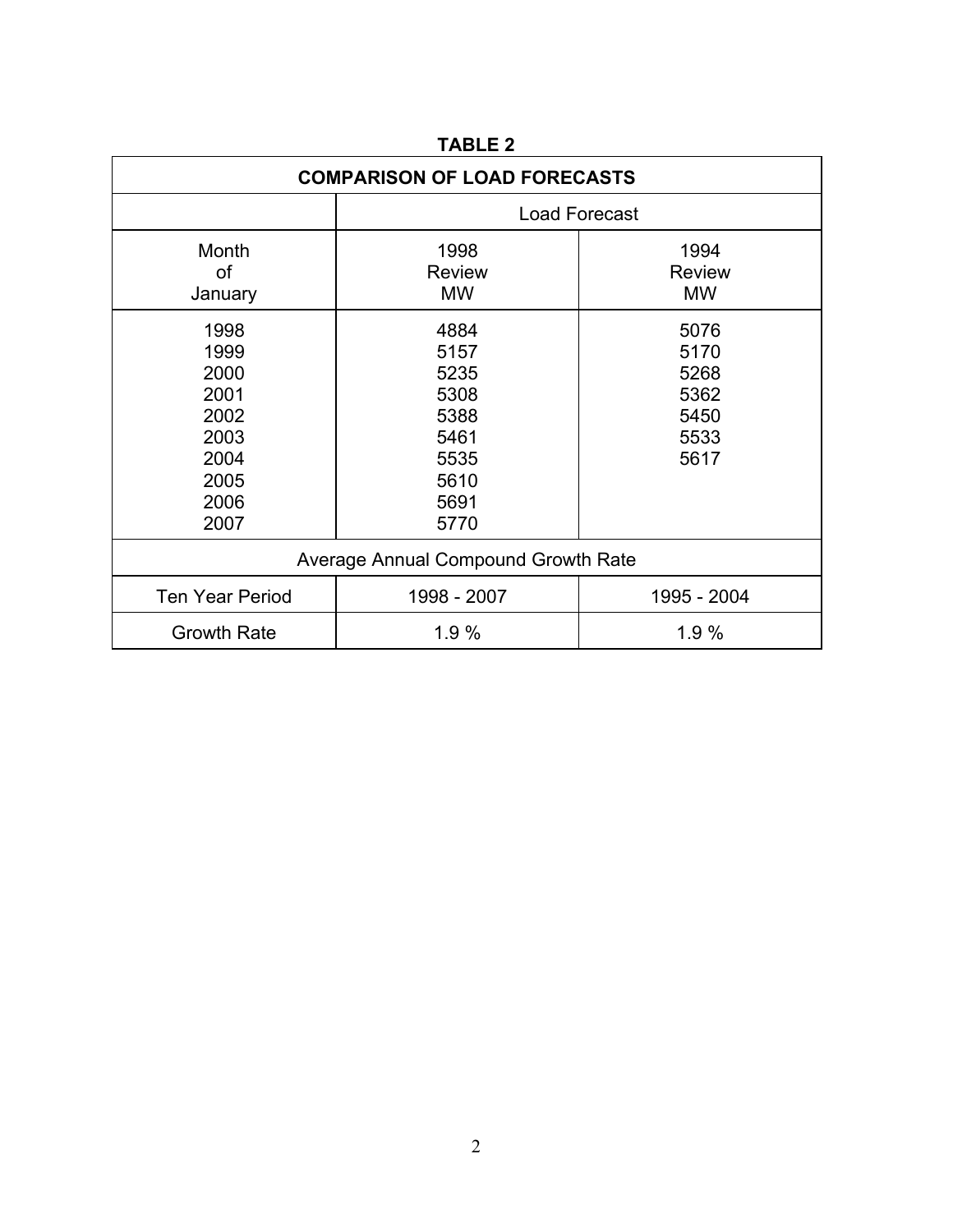**TABLE 2**

| COMPARISON OF LOAD FORECASTS | | |
|---|---|---|
| | Load Forecast | |
| Month of January | 1998 Review MW | 1994 Review MW |
| 1998 | 4884 | 5076 |
| 1999 | 5157 | 5170 |
| 2000 | 5235 | 5268 |
| 2001 | 5308 | 5362 |
| 2002 | 5388 | 5450 |
| 2003 | 5461 | 5533 |
| 2004 | 5535 | 5617 |
| 2005 | 5610 | |
| 2006 | 5691 | |
| 2007 | 5770 | |
| Average Annual Compound Growth Rate | | |
| Ten Year Period | 1998 - 2007 | 1995 - 2004 |
| Growth Rate | 1.9 % | 1.9 % |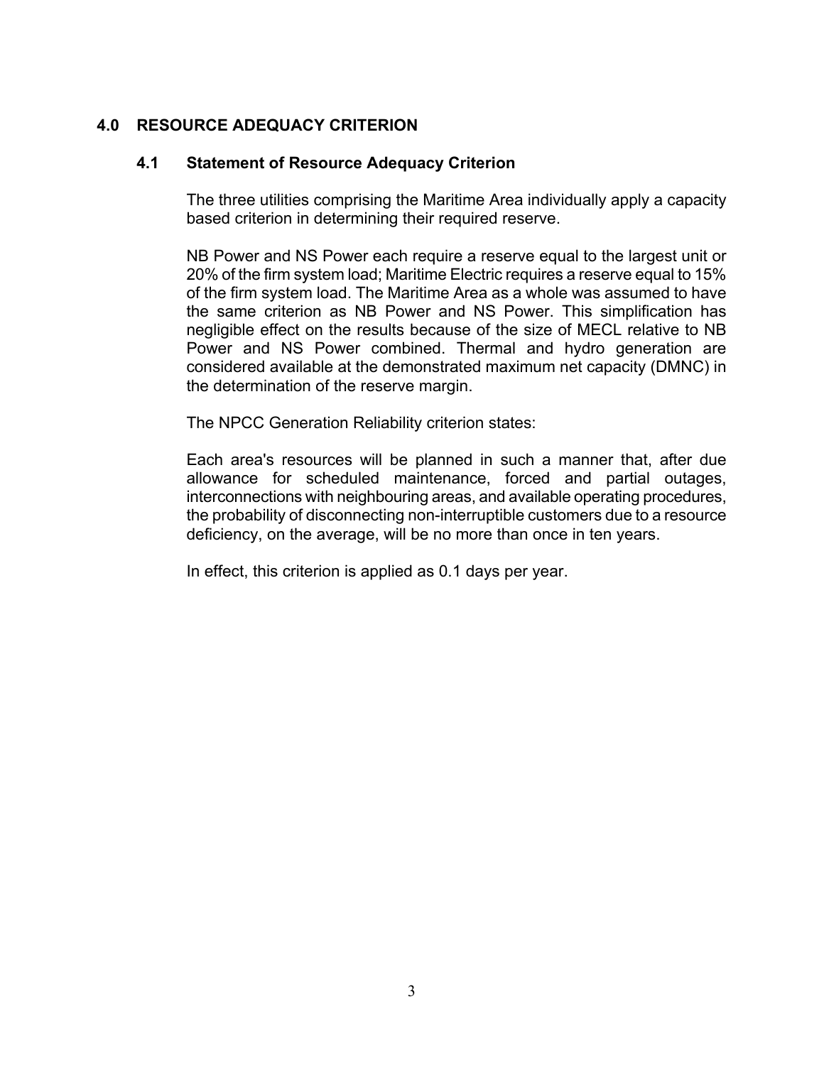## 4.0 RESOURCE ADEQUACY CRITERION

### 4.1 Statement of Resource Adequacy Criterion

The three utilities comprising the Maritime Area individually apply a capacity based criterion in determining their required reserve.

NB Power and NS Power each require a reserve equal to the largest unit or 20% of the firm system load; Maritime Electric requires a reserve equal to 15% of the firm system load. The Maritime Area as a whole was assumed to have the same criterion as NB Power and NS Power. This simplification has negligible effect on the results because of the size of MECL relative to NB Power and NS Power combined. Thermal and hydro generation are considered available at the demonstrated maximum net capacity (DMNC) in the determination of the reserve margin.

The NPCC Generation Reliability criterion states:

Each area's resources will be planned in such a manner that, after due allowance for scheduled maintenance, forced and partial outages, interconnections with neighbouring areas, and available operating procedures, the probability of disconnecting non-interruptible customers due to a resource deficiency, on the average, will be no more than once in ten years.

In effect, this criterion is applied as 0.1 days per year.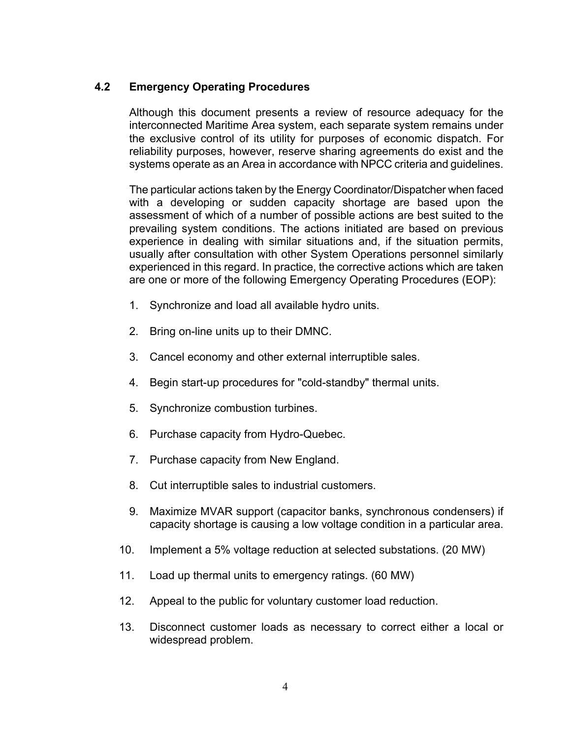## 4.2 Emergency Operating Procedures

Although this document presents a review of resource adequacy for the interconnected Maritime Area system, each separate system remains under the exclusive control of its utility for purposes of economic dispatch. For reliability purposes, however, reserve sharing agreements do exist and the systems operate as an Area in accordance with NPCC criteria and guidelines.

The particular actions taken by the Energy Coordinator/Dispatcher when faced with a developing or sudden capacity shortage are based upon the assessment of which of a number of possible actions are best suited to the prevailing system conditions. The actions initiated are based on previous experience in dealing with similar situations and, if the situation permits, usually after consultation with other System Operations personnel similarly experienced in this regard. In practice, the corrective actions which are taken are one or more of the following Emergency Operating Procedures (EOP):

1. Synchronize and load all available hydro units.
2. Bring on-line units up to their DMNC.
3. Cancel economy and other external interruptible sales.
4. Begin start-up procedures for "cold-standby" thermal units.
5. Synchronize combustion turbines.
6. Purchase capacity from Hydro-Quebec.
7. Purchase capacity from New England.
8. Cut interruptible sales to industrial customers.
9. Maximize MVAR support (capacitor banks, synchronous condensers) if capacity shortage is causing a low voltage condition in a particular area.
10. Implement a 5% voltage reduction at selected substations. (20 MW)
11. Load up thermal units to emergency ratings. (60 MW)
12. Appeal to the public for voluntary customer load reduction.
13. Disconnect customer loads as necessary to correct either a local or widespread problem.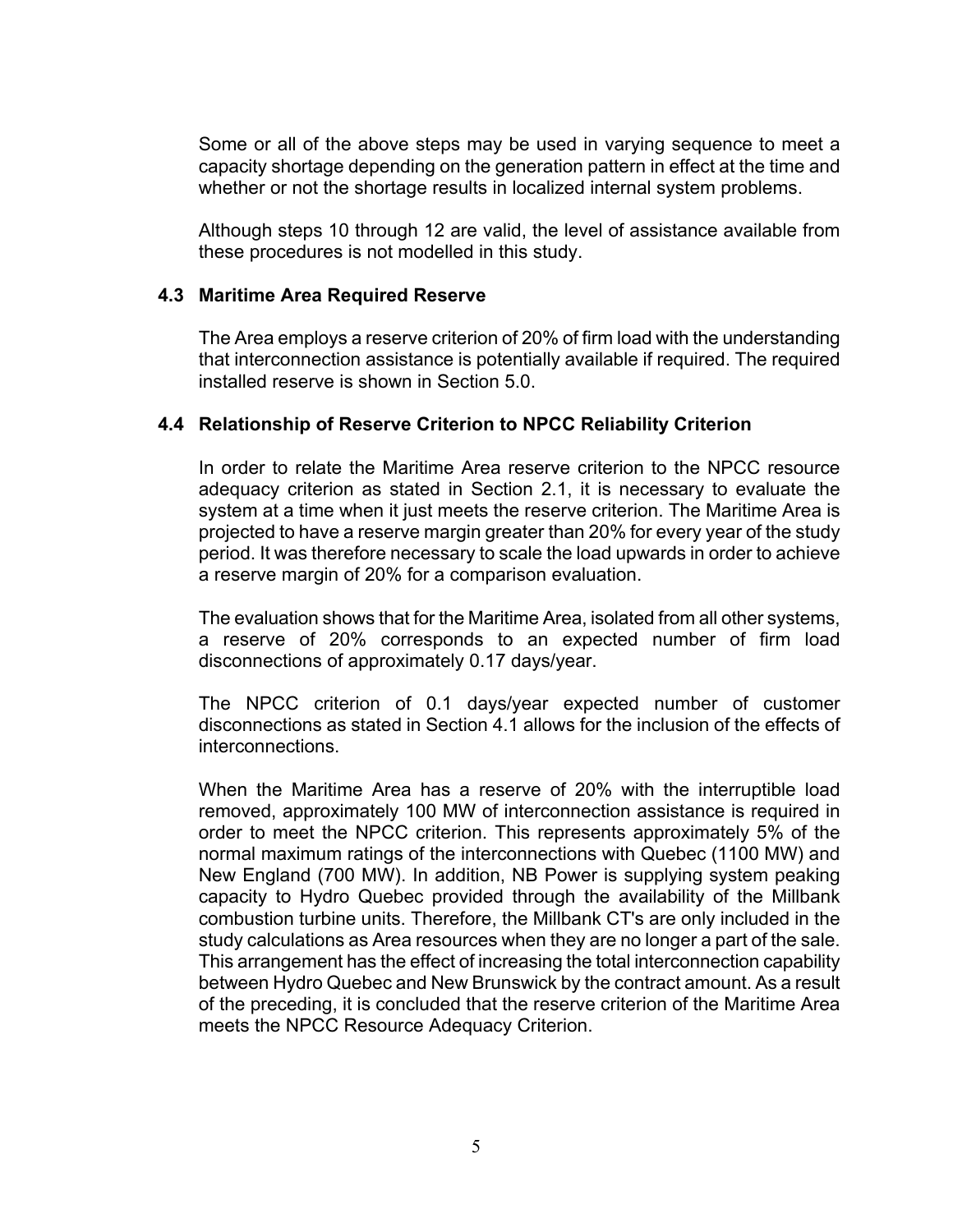Some or all of the above steps may be used in varying sequence to meet a capacity shortage depending on the generation pattern in effect at the time and whether or not the shortage results in localized internal system problems.

Although steps 10 through 12 are valid, the level of assistance available from these procedures is not modelled in this study.

### 4.3 Maritime Area Required Reserve

The Area employs a reserve criterion of 20% of firm load with the understanding that interconnection assistance is potentially available if required. The required installed reserve is shown in Section 5.0.

### 4.4 Relationship of Reserve Criterion to NPCC Reliability Criterion

In order to relate the Maritime Area reserve criterion to the NPCC resource adequacy criterion as stated in Section 2.1, it is necessary to evaluate the system at a time when it just meets the reserve criterion. The Maritime Area is projected to have a reserve margin greater than 20% for every year of the study period. It was therefore necessary to scale the load upwards in order to achieve a reserve margin of 20% for a comparison evaluation.

The evaluation shows that for the Maritime Area, isolated from all other systems, a reserve of 20% corresponds to an expected number of firm load disconnections of approximately 0.17 days/year.

The NPCC criterion of 0.1 days/year expected number of customer disconnections as stated in Section 4.1 allows for the inclusion of the effects of interconnections.

When the Maritime Area has a reserve of 20% with the interruptible load removed, approximately 100 MW of interconnection assistance is required in order to meet the NPCC criterion. This represents approximately 5% of the normal maximum ratings of the interconnections with Quebec (1100 MW) and New England (700 MW). In addition, NB Power is supplying system peaking capacity to Hydro Quebec provided through the availability of the Millbank combustion turbine units. Therefore, the Millbank CT's are only included in the study calculations as Area resources when they are no longer a part of the sale. This arrangement has the effect of increasing the total interconnection capability between Hydro Quebec and New Brunswick by the contract amount. As a result of the preceding, it is concluded that the reserve criterion of the Maritime Area meets the NPCC Resource Adequacy Criterion.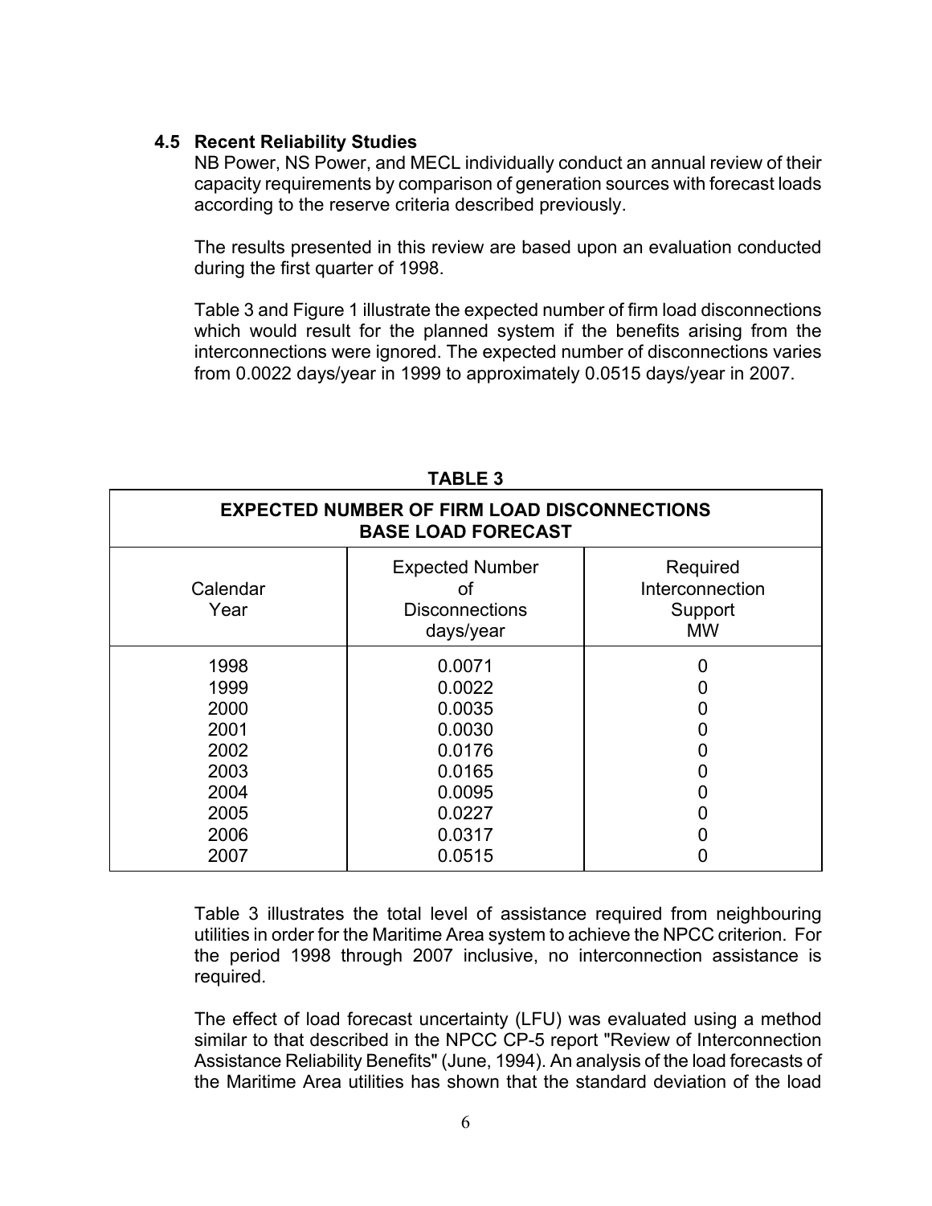### 4.5 Recent Reliability Studies

NB Power, NS Power, and MECL individually conduct an annual review of their capacity requirements by comparison of generation sources with forecast loads according to the reserve criteria described previously.

The results presented in this review are based upon an evaluation conducted during the first quarter of 1998.

Table 3 and Figure 1 illustrate the expected number of firm load disconnections which would result for the planned system if the benefits arising from the interconnections were ignored. The expected number of disconnections varies from 0.0022 days/year in 1999 to approximately 0.0515 days/year in 2007.

**TABLE 3**

**EXPECTED NUMBER OF FIRM LOAD DISCONNECTIONS BASE LOAD FORECAST**

| Calendar Year | Expected Number of Disconnections days/year | Required Interconnection Support MW |
|---|---|---|
| 1998 | 0.0071 | 0 |
| 1999 | 0.0022 | 0 |
| 2000 | 0.0035 | 0 |
| 2001 | 0.0030 | 0 |
| 2002 | 0.0176 | 0 |
| 2003 | 0.0165 | 0 |
| 2004 | 0.0095 | 0 |
| 2005 | 0.0227 | 0 |
| 2006 | 0.0317 | 0 |
| 2007 | 0.0515 | 0 |

Table 3 illustrates the total level of assistance required from neighbouring utilities in order for the Maritime Area system to achieve the NPCC criterion. For the period 1998 through 2007 inclusive, no interconnection assistance is required.

The effect of load forecast uncertainty (LFU) was evaluated using a method similar to that described in the NPCC CP-5 report "Review of Interconnection Assistance Reliability Benefits" (June, 1994). An analysis of the load forecasts of the Maritime Area utilities has shown that the standard deviation of the load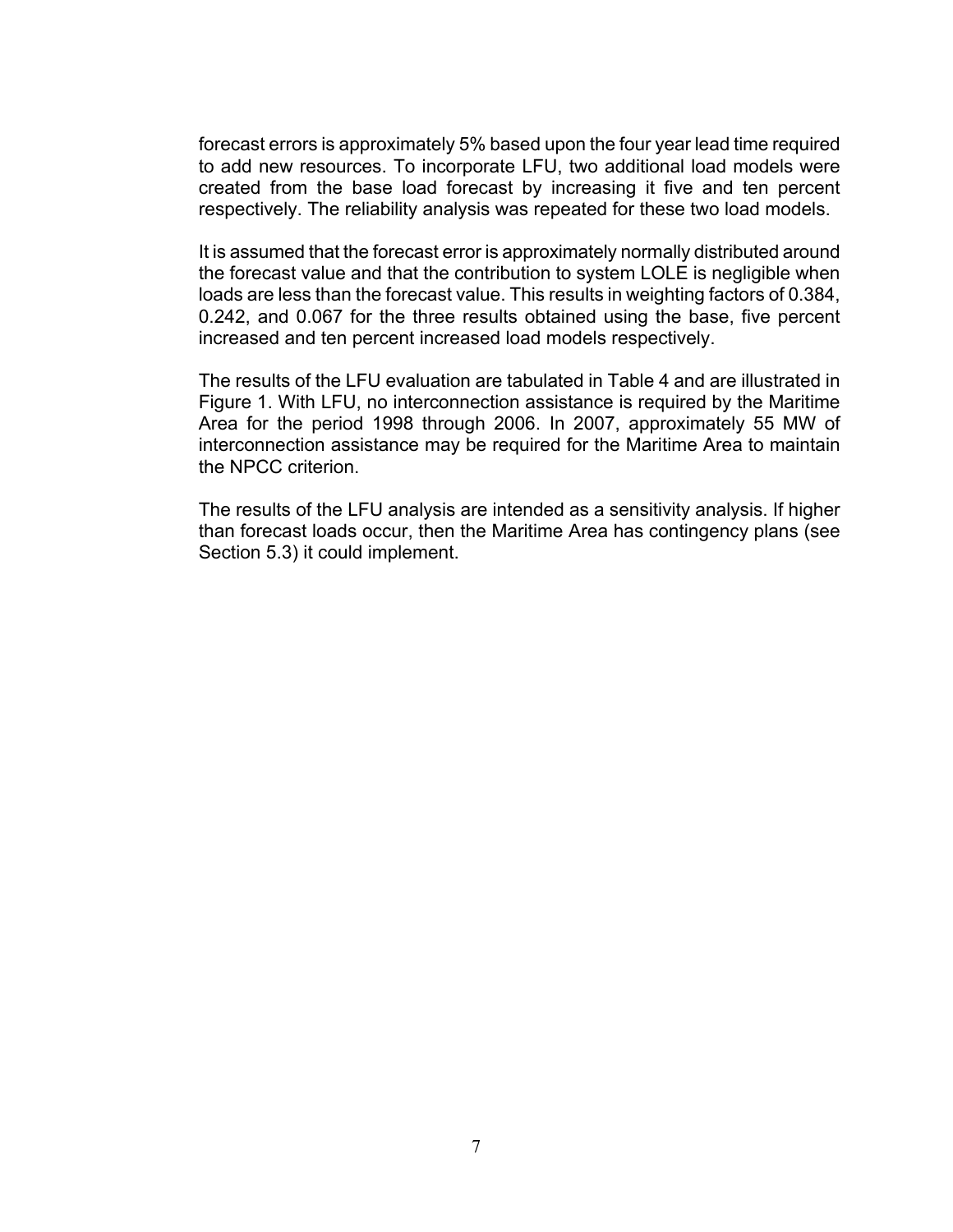forecast errors is approximately 5% based upon the four year lead time required to add new resources. To incorporate LFU, two additional load models were created from the base load forecast by increasing it five and ten percent respectively. The reliability analysis was repeated for these two load models.

It is assumed that the forecast error is approximately normally distributed around the forecast value and that the contribution to system LOLE is negligible when loads are less than the forecast value. This results in weighting factors of 0.384, 0.242, and 0.067 for the three results obtained using the base, five percent increased and ten percent increased load models respectively.

The results of the LFU evaluation are tabulated in Table 4 and are illustrated in Figure 1. With LFU, no interconnection assistance is required by the Maritime Area for the period 1998 through 2006. In 2007, approximately 55 MW of interconnection assistance may be required for the Maritime Area to maintain the NPCC criterion.

The results of the LFU analysis are intended as a sensitivity analysis. If higher than forecast loads occur, then the Maritime Area has contingency plans (see Section 5.3) it could implement.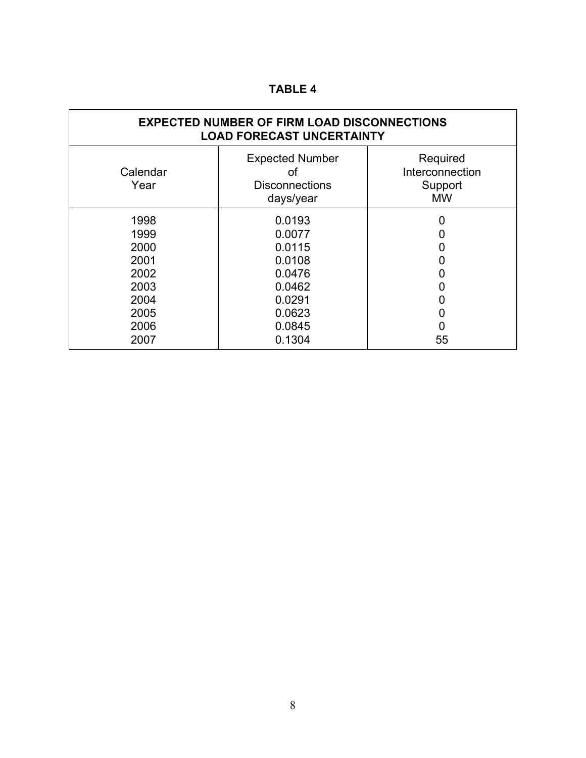## TABLE 4

| EXPECTED NUMBER OF FIRM LOAD DISCONNECTIONS LOAD FORECAST UNCERTAINTY | | |
|---|---|---|
| Calendar Year | Expected Number of Disconnections days/year | Required Interconnection Support MW |
| 1998 | 0.0193 | 0 |
| 1999 | 0.0077 | 0 |
| 2000 | 0.0115 | 0 |
| 2001 | 0.0108 | 0 |
| 2002 | 0.0476 | 0 |
| 2003 | 0.0462 | 0 |
| 2004 | 0.0291 | 0 |
| 2005 | 0.0623 | 0 |
| 2006 | 0.0845 | 0 |
| 2007 | 0.1304 | 55 |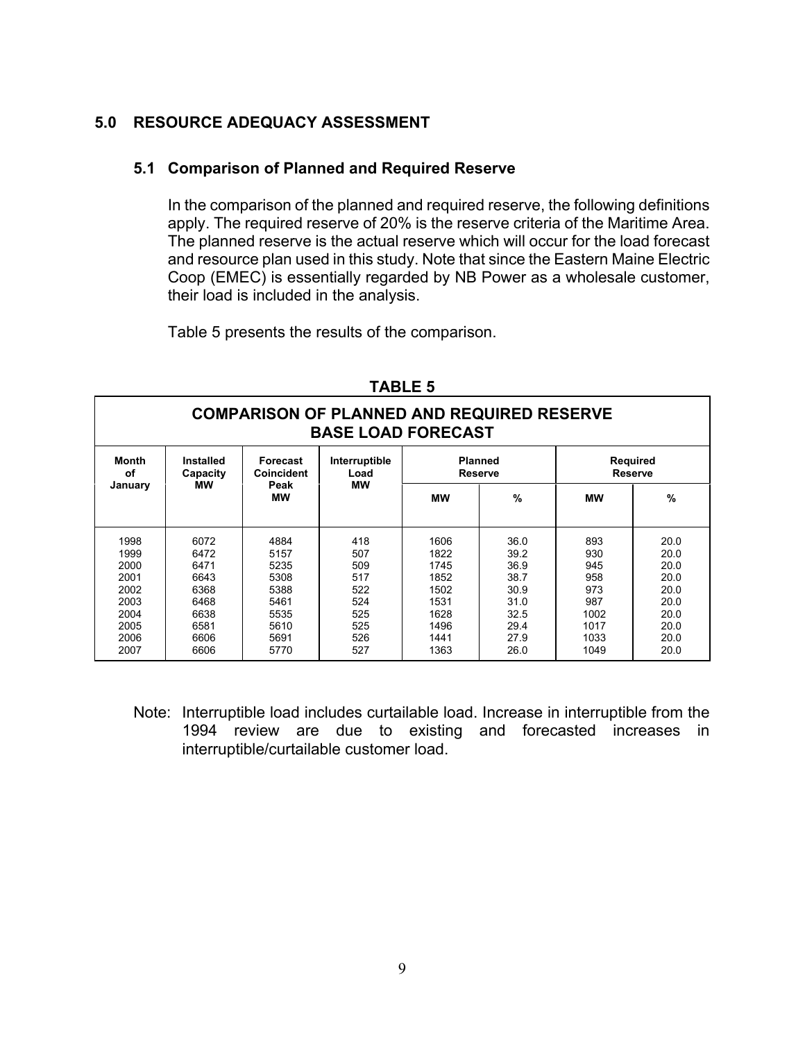## 5.0 RESOURCE ADEQUACY ASSESSMENT

### 5.1 Comparison of Planned and Required Reserve

In the comparison of the planned and required reserve, the following definitions apply. The required reserve of 20% is the reserve criteria of the Maritime Area. The planned reserve is the actual reserve which will occur for the load forecast and resource plan used in this study. Note that since the Eastern Maine Electric Coop (EMEC) is essentially regarded by NB Power as a wholesale customer, their load is included in the analysis.

Table 5 presents the results of the comparison.

**TABLE 5**

**COMPARISON OF PLANNED AND REQUIRED RESERVE BASE LOAD FORECAST**

| Month of January | Installed Capacity MW | Forecast Coincident Peak MW | Interruptible Load MW | Planned Reserve | | Required Reserve | |
|---|---|---|---|---|---|---|---|
| | | | | MW | % | MW | % |
| 1998 | 6072 | 4884 | 418 | 1606 | 36.0 | 893 | 20.0 |
| 1999 | 6472 | 5157 | 507 | 1822 | 39.2 | 930 | 20.0 |
| 2000 | 6471 | 5235 | 509 | 1745 | 36.9 | 945 | 20.0 |
| 2001 | 6643 | 5308 | 517 | 1852 | 38.7 | 958 | 20.0 |
| 2002 | 6368 | 5388 | 522 | 1502 | 30.9 | 973 | 20.0 |
| 2003 | 6468 | 5461 | 524 | 1531 | 31.0 | 987 | 20.0 |
| 2004 | 6638 | 5535 | 525 | 1628 | 32.5 | 1002 | 20.0 |
| 2005 | 6581 | 5610 | 525 | 1496 | 29.4 | 1017 | 20.0 |
| 2006 | 6606 | 5691 | 526 | 1441 | 27.9 | 1033 | 20.0 |
| 2007 | 6606 | 5770 | 527 | 1363 | 26.0 | 1049 | 20.0 |

Note: Interruptible load includes curtailable load. Increase in interruptible from the 1994 review are due to existing and forecasted increases in interruptible/curtailable customer load.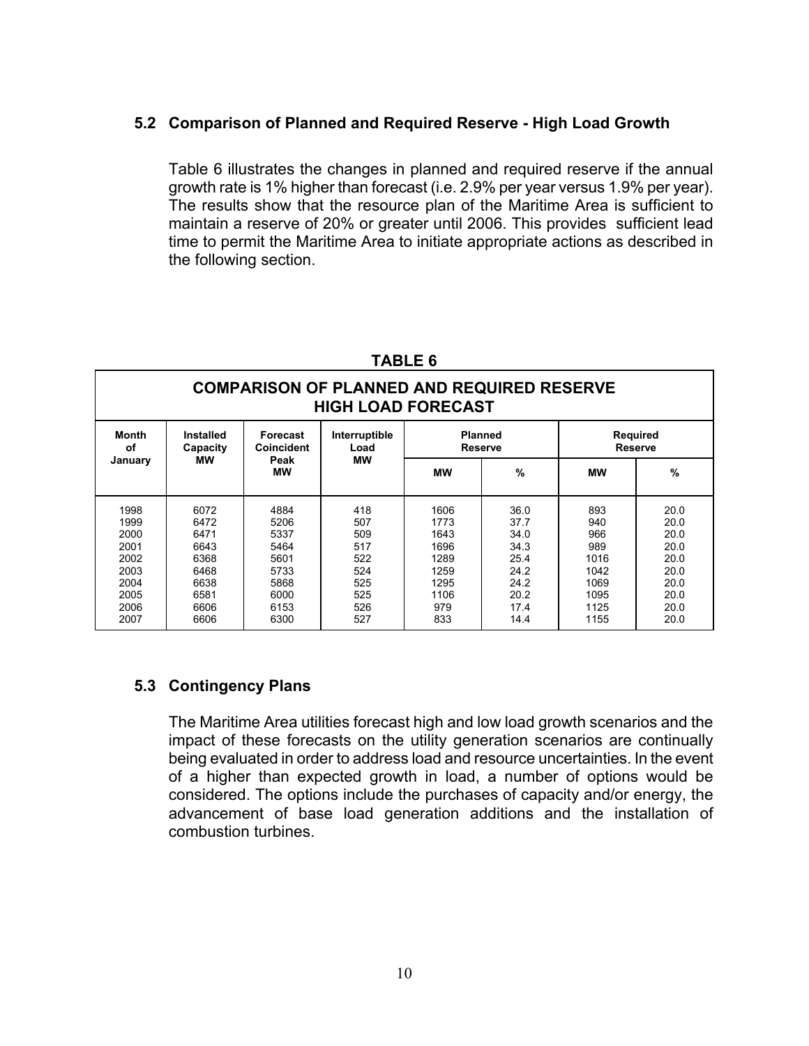### 5.2 Comparison of Planned and Required Reserve - High Load Growth

Table 6 illustrates the changes in planned and required reserve if the annual growth rate is 1% higher than forecast (i.e. 2.9% per year versus 1.9% per year). The results show that the resource plan of the Maritime Area is sufficient to maintain a reserve of 20% or greater until 2006. This provides sufficient lead time to permit the Maritime Area to initiate appropriate actions as described in the following section.

**TABLE 6**

**COMPARISON OF PLANNED AND REQUIRED RESERVE HIGH LOAD FORECAST**

| Month of January | Installed Capacity MW | Forecast Coincident Peak MW | Interruptible Load MW | Planned Reserve | | Required Reserve | |
|---|---|---|---|---|---|---|---|
| | | | | MW | % | MW | % |
| 1998 | 6072 | 4884 | 418 | 1606 | 36.0 | 893 | 20.0 |
| 1999 | 6472 | 5206 | 507 | 1773 | 37.7 | 940 | 20.0 |
| 2000 | 6471 | 5337 | 509 | 1643 | 34.0 | 966 | 20.0 |
| 2001 | 6643 | 5464 | 517 | 1696 | 34.3 | 989 | 20.0 |
| 2002 | 6368 | 5601 | 522 | 1289 | 25.4 | 1016 | 20.0 |
| 2003 | 6468 | 5733 | 524 | 1259 | 24.2 | 1042 | 20.0 |
| 2004 | 6638 | 5868 | 525 | 1295 | 24.2 | 1069 | 20.0 |
| 2005 | 6581 | 6000 | 525 | 1106 | 20.2 | 1095 | 20.0 |
| 2006 | 6606 | 6153 | 526 | 979 | 17.4 | 1125 | 20.0 |
| 2007 | 6606 | 6300 | 527 | 833 | 14.4 | 1155 | 20.0 |

### 5.3 Contingency Plans

The Maritime Area utilities forecast high and low load growth scenarios and the impact of these forecasts on the utility generation scenarios are continually being evaluated in order to address load and resource uncertainties. In the event of a higher than expected growth in load, a number of options would be considered. The options include the purchases of capacity and/or energy, the advancement of base load generation additions and the installation of combustion turbines.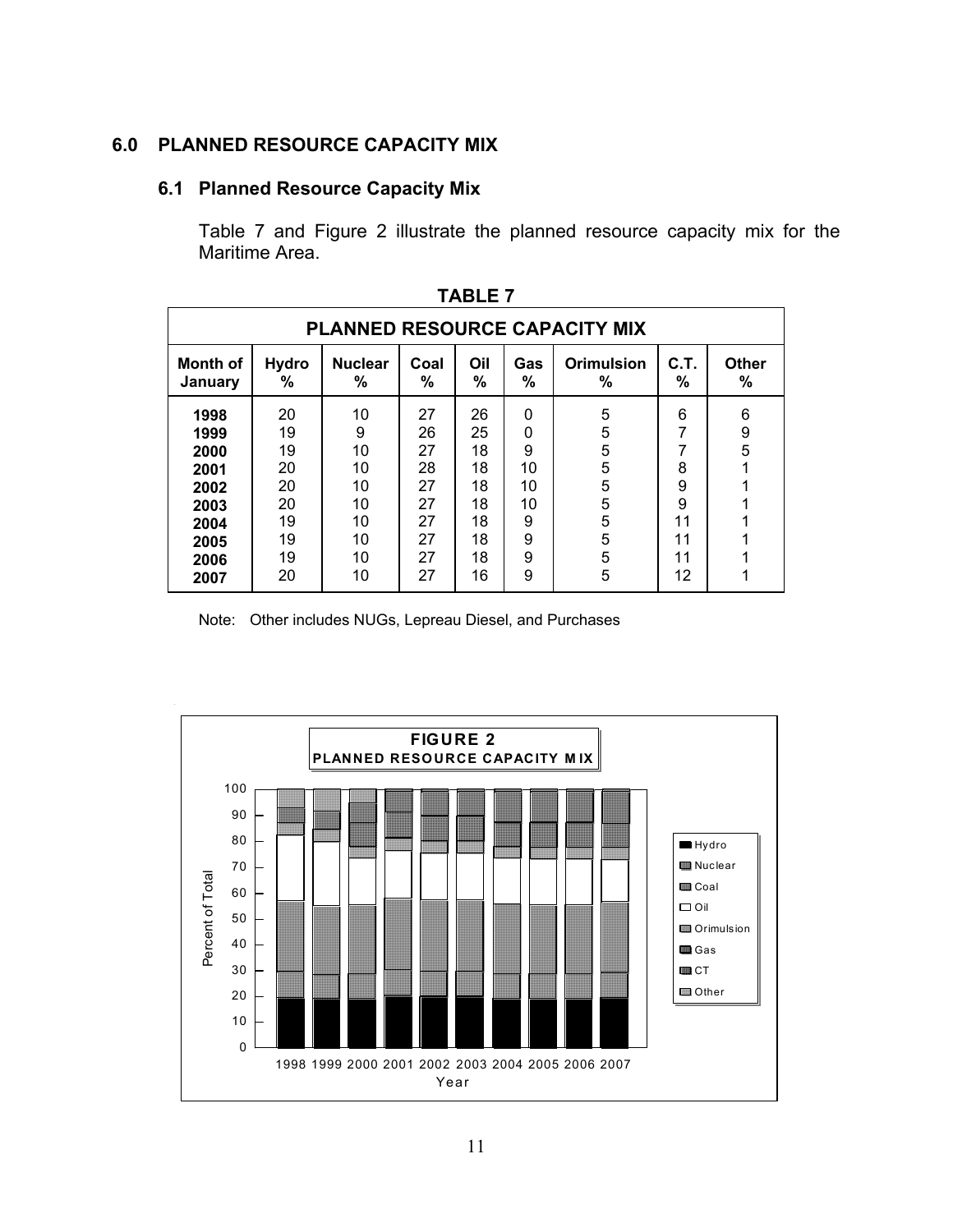# 6.0 PLANNED RESOURCE CAPACITY MIX

## 6.1 Planned Resource Capacity Mix

Table 7 and Figure 2 illustrate the planned resource capacity mix for the Maritime Area.

**TABLE 7**

| PLANNED RESOURCE CAPACITY MIX | | | | | | | | |
|---|---|---|---|---|---|---|---|---|
| **Month of January** | **Hydro %** | **Nuclear %** | **Coal %** | **Oil %** | **Gas %** | **Orimulsion %** | **C.T. %** | **Other %** |
| **1998** | 20 | 10 | 27 | 26 | 0 | 5 | 6 | 6 |
| **1999** | 19 | 9 | 26 | 25 | 0 | 5 | 7 | 9 |
| **2000** | 19 | 10 | 27 | 18 | 9 | 5 | 7 | 5 |
| **2001** | 20 | 10 | 28 | 18 | 10 | 5 | 8 | 1 |
| **2002** | 20 | 10 | 27 | 18 | 10 | 5 | 9 | 1 |
| **2003** | 20 | 10 | 27 | 18 | 10 | 5 | 9 | 1 |
| **2004** | 19 | 10 | 27 | 18 | 9 | 5 | 11 | 1 |
| **2005** | 19 | 10 | 27 | 18 | 9 | 5 | 11 | 1 |
| **2006** | 19 | 10 | 27 | 18 | 9 | 5 | 11 | 1 |
| **2007** | 20 | 10 | 27 | 16 | 9 | 5 | 12 | 1 |

Note: Other includes NUGs, Lepreau Diesel, and Purchases

**FIGURE 2**
**PLANNED RESOURCE CAPACITY MIX**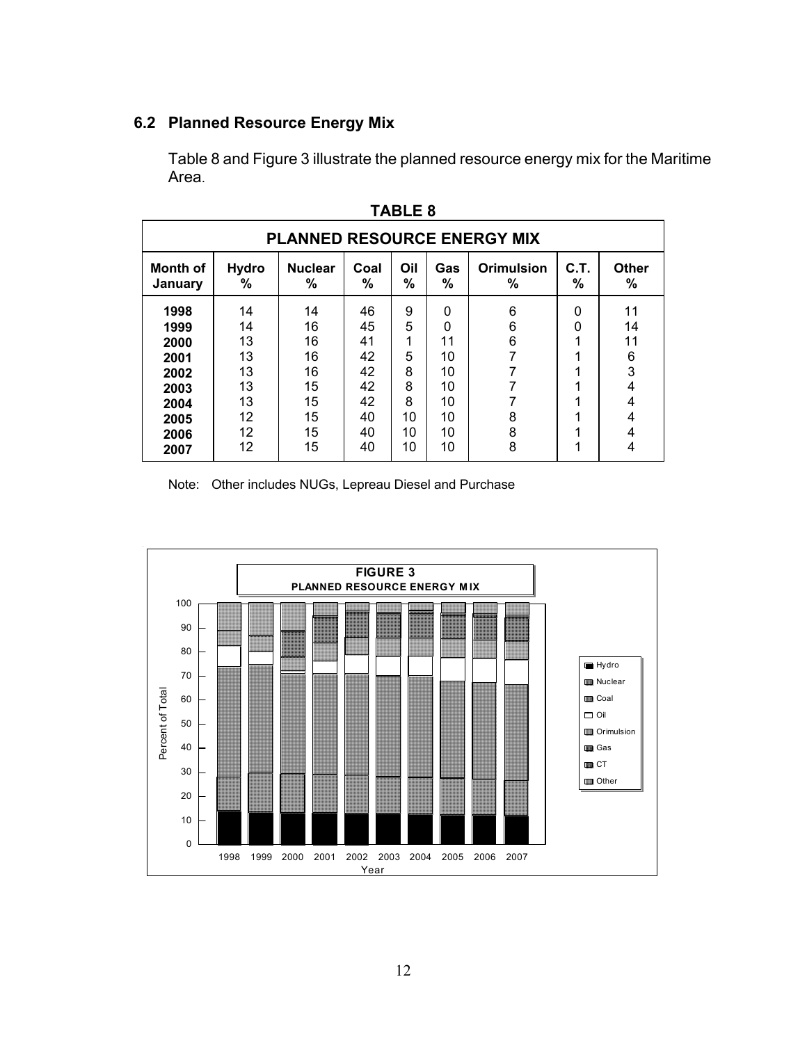## 6.2 Planned Resource Energy Mix

Table 8 and Figure 3 illustrate the planned resource energy mix for the Maritime Area.

**TABLE 8**

| PLANNED RESOURCE ENERGY MIX | | | | | | | | |
|---|---|---|---|---|---|---|---|---|
| **Month of January** | **Hydro %** | **Nuclear %** | **Coal %** | **Oil %** | **Gas %** | **Orimulsion %** | **C.T. %** | **Other %** |
| **1998** | 14 | 14 | 46 | 9 | 0 | 6 | 0 | 11 |
| **1999** | 14 | 16 | 45 | 5 | 0 | 6 | 0 | 14 |
| **2000** | 13 | 16 | 41 | 1 | 11 | 6 | 1 | 11 |
| **2001** | 13 | 16 | 42 | 5 | 10 | 7 | 1 | 6 |
| **2002** | 13 | 16 | 42 | 8 | 10 | 7 | 1 | 3 |
| **2003** | 13 | 15 | 42 | 8 | 10 | 7 | 1 | 4 |
| **2004** | 13 | 15 | 42 | 8 | 10 | 7 | 1 | 4 |
| **2005** | 12 | 15 | 40 | 10 | 10 | 8 | 1 | 4 |
| **2006** | 12 | 15 | 40 | 10 | 10 | 8 | 1 | 4 |
| **2007** | 12 | 15 | 40 | 10 | 10 | 8 | 1 | 4 |

Note: Other includes NUGs, Lepreau Diesel and Purchase

**FIGURE 3**
**PLANNED RESOURCE ENERGY MIX**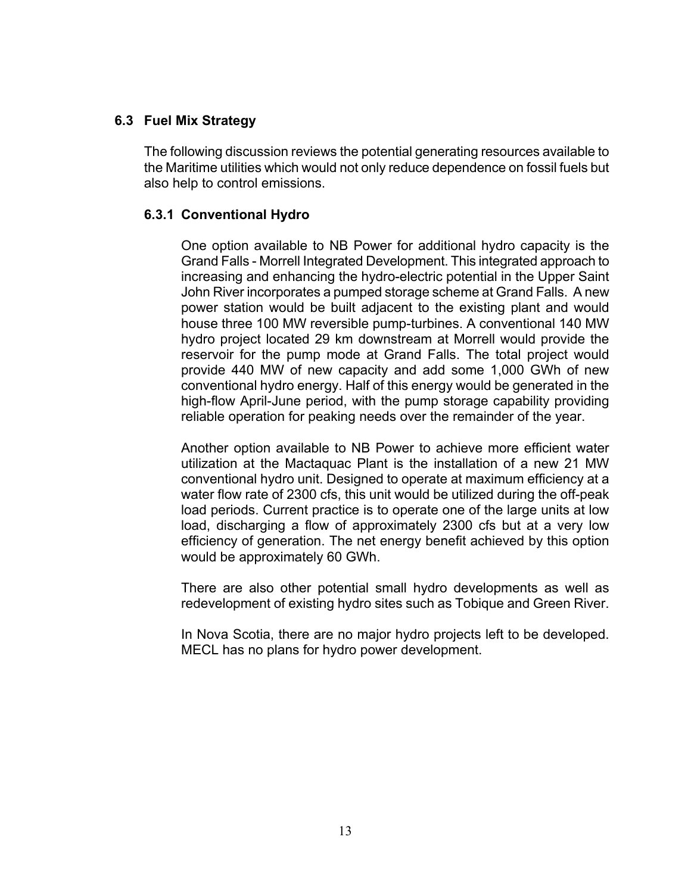## 6.3 Fuel Mix Strategy

The following discussion reviews the potential generating resources available to the Maritime utilities which would not only reduce dependence on fossil fuels but also help to control emissions.

### 6.3.1 Conventional Hydro

One option available to NB Power for additional hydro capacity is the Grand Falls - Morrell Integrated Development. This integrated approach to increasing and enhancing the hydro-electric potential in the Upper Saint John River incorporates a pumped storage scheme at Grand Falls. A new power station would be built adjacent to the existing plant and would house three 100 MW reversible pump-turbines. A conventional 140 MW hydro project located 29 km downstream at Morrell would provide the reservoir for the pump mode at Grand Falls. The total project would provide 440 MW of new capacity and add some 1,000 GWh of new conventional hydro energy. Half of this energy would be generated in the high-flow April-June period, with the pump storage capability providing reliable operation for peaking needs over the remainder of the year.

Another option available to NB Power to achieve more efficient water utilization at the Mactaquac Plant is the installation of a new 21 MW conventional hydro unit. Designed to operate at maximum efficiency at a water flow rate of 2300 cfs, this unit would be utilized during the off-peak load periods. Current practice is to operate one of the large units at low load, discharging a flow of approximately 2300 cfs but at a very low efficiency of generation. The net energy benefit achieved by this option would be approximately 60 GWh.

There are also other potential small hydro developments as well as redevelopment of existing hydro sites such as Tobique and Green River.

In Nova Scotia, there are no major hydro projects left to be developed. MECL has no plans for hydro power development.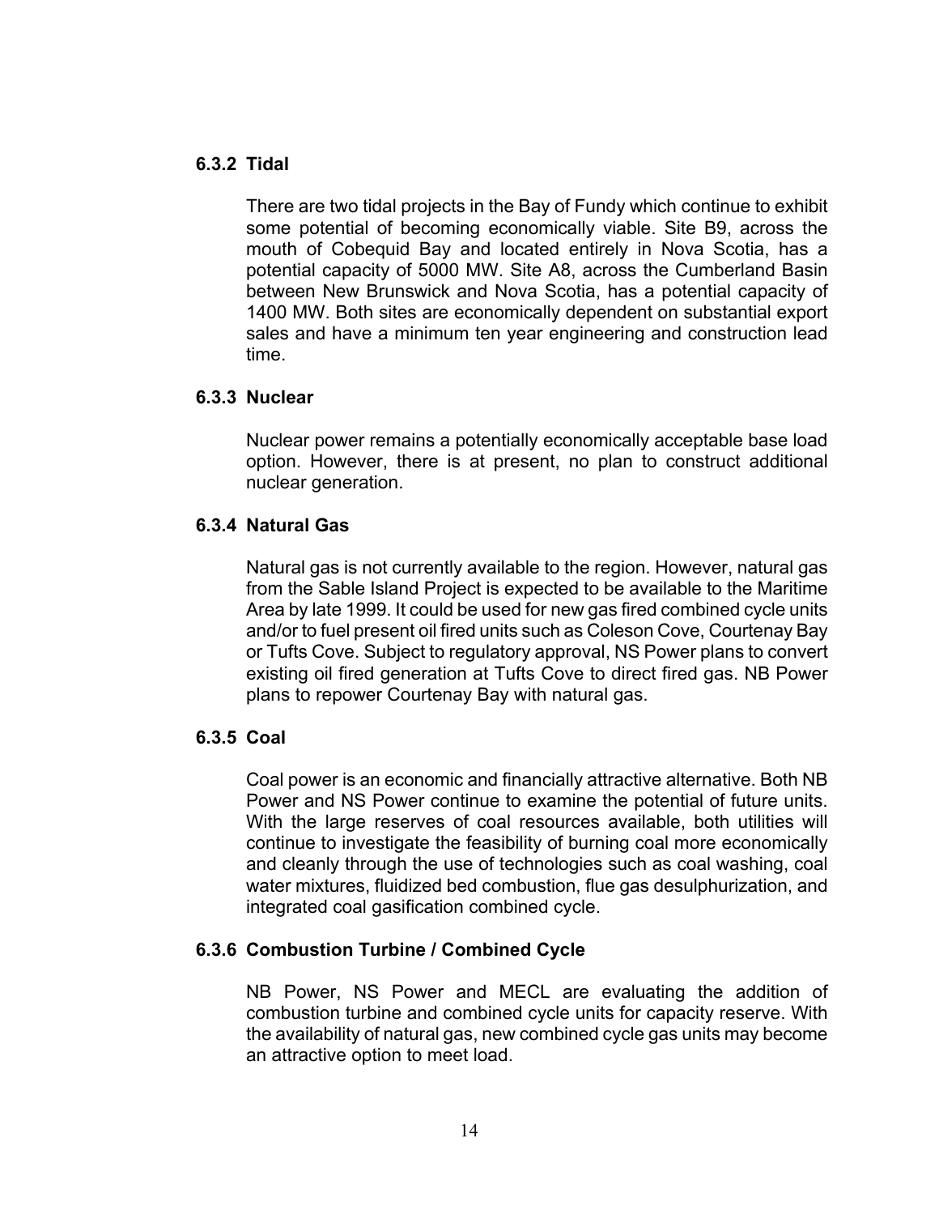### 6.3.2 Tidal

There are two tidal projects in the Bay of Fundy which continue to exhibit some potential of becoming economically viable. Site B9, across the mouth of Cobequid Bay and located entirely in Nova Scotia, has a potential capacity of 5000 MW. Site A8, across the Cumberland Basin between New Brunswick and Nova Scotia, has a potential capacity of 1400 MW. Both sites are economically dependent on substantial export sales and have a minimum ten year engineering and construction lead time.

### 6.3.3 Nuclear

Nuclear power remains a potentially economically acceptable base load option. However, there is at present, no plan to construct additional nuclear generation.

### 6.3.4 Natural Gas

Natural gas is not currently available to the region. However, natural gas from the Sable Island Project is expected to be available to the Maritime Area by late 1999. It could be used for new gas fired combined cycle units and/or to fuel present oil fired units such as Coleson Cove, Courtenay Bay or Tufts Cove. Subject to regulatory approval, NS Power plans to convert existing oil fired generation at Tufts Cove to direct fired gas. NB Power plans to repower Courtenay Bay with natural gas.

### 6.3.5 Coal

Coal power is an economic and financially attractive alternative. Both NB Power and NS Power continue to examine the potential of future units. With the large reserves of coal resources available, both utilities will continue to investigate the feasibility of burning coal more economically and cleanly through the use of technologies such as coal washing, coal water mixtures, fluidized bed combustion, flue gas desulphurization, and integrated coal gasification combined cycle.

### 6.3.6 Combustion Turbine / Combined Cycle

NB Power, NS Power and MECL are evaluating the addition of combustion turbine and combined cycle units for capacity reserve. With the availability of natural gas, new combined cycle gas units may become an attractive option to meet load.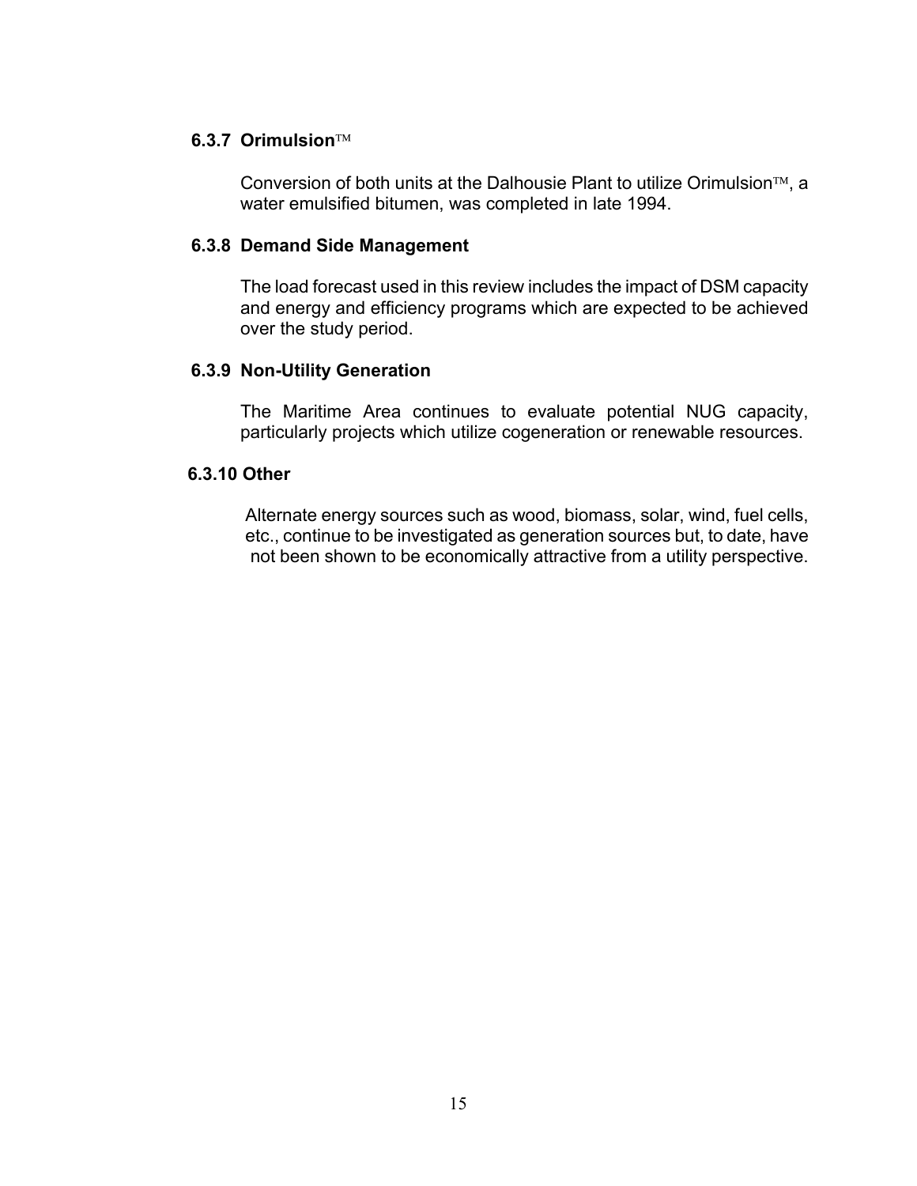### 6.3.7 Orimulsion™

Conversion of both units at the Dalhousie Plant to utilize Orimulsion™, a water emulsified bitumen, was completed in late 1994.

### 6.3.8 Demand Side Management

The load forecast used in this review includes the impact of DSM capacity and energy and efficiency programs which are expected to be achieved over the study period.

### 6.3.9 Non-Utility Generation

The Maritime Area continues to evaluate potential NUG capacity, particularly projects which utilize cogeneration or renewable resources.

### 6.3.10 Other

Alternate energy sources such as wood, biomass, solar, wind, fuel cells, etc., continue to be investigated as generation sources but, to date, have not been shown to be economically attractive from a utility perspective.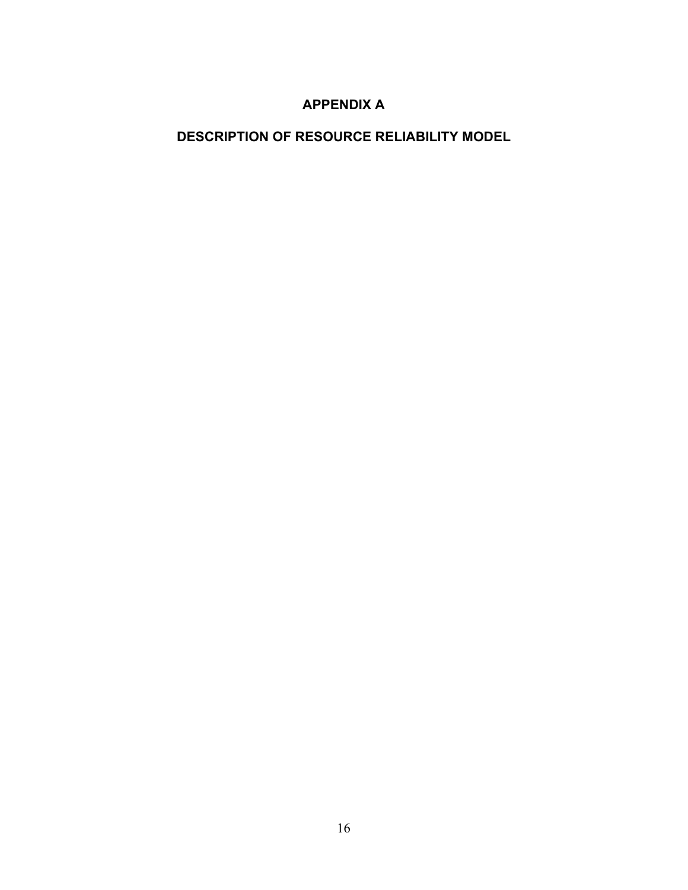# APPENDIX A

## DESCRIPTION OF RESOURCE RELIABILITY MODEL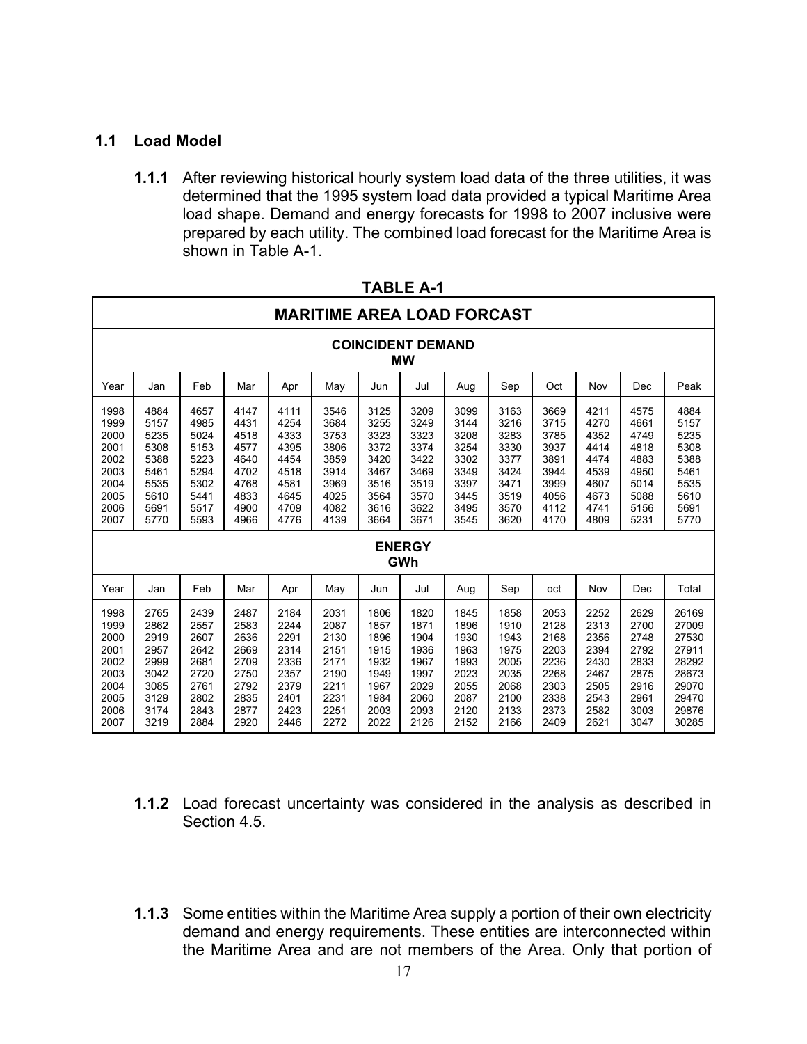## 1.1 Load Model

**1.1.1** After reviewing historical hourly system load data of the three utilities, it was determined that the 1995 system load data provided a typical Maritime Area load shape. Demand and energy forecasts for 1998 to 2007 inclusive were prepared by each utility. The combined load forecast for the Maritime Area is shown in Table A-1.

**TABLE A-1**

| MARITIME AREA LOAD FORCAST | | | | | | | | | | | | | |
|---|---|---|---|---|---|---|---|---|---|---|---|---|---|
| **COINCIDENT DEMAND MW** | | | | | | | | | | | | | |
| Year | Jan | Feb | Mar | Apr | May | Jun | Jul | Aug | Sep | Oct | Nov | Dec | Peak |
| 1998 | 4884 | 4657 | 4147 | 4111 | 3546 | 3125 | 3209 | 3099 | 3163 | 3669 | 4211 | 4575 | 4884 |
| 1999 | 5157 | 4985 | 4431 | 4254 | 3684 | 3255 | 3249 | 3144 | 3216 | 3715 | 4270 | 4661 | 5157 |
| 2000 | 5235 | 5024 | 4518 | 4333 | 3753 | 3323 | 3323 | 3208 | 3283 | 3785 | 4352 | 4749 | 5235 |
| 2001 | 5308 | 5153 | 4577 | 4395 | 3806 | 3372 | 3374 | 3254 | 3330 | 3937 | 4414 | 4818 | 5308 |
| 2002 | 5388 | 5223 | 4640 | 4454 | 3859 | 3420 | 3422 | 3302 | 3377 | 3891 | 4474 | 4883 | 5388 |
| 2003 | 5461 | 5294 | 4702 | 4518 | 3914 | 3467 | 3469 | 3349 | 3424 | 3944 | 4539 | 4950 | 5461 |
| 2004 | 5535 | 5302 | 4768 | 4581 | 3969 | 3516 | 3519 | 3397 | 3471 | 3999 | 4607 | 5014 | 5535 |
| 2005 | 5610 | 5441 | 4833 | 4645 | 4025 | 3564 | 3570 | 3445 | 3519 | 4056 | 4673 | 5088 | 5610 |
| 2006 | 5691 | 5517 | 4900 | 4709 | 4082 | 3616 | 3622 | 3495 | 3570 | 4112 | 4741 | 5156 | 5691 |
| 2007 | 5770 | 5593 | 4966 | 4776 | 4139 | 3664 | 3671 | 3545 | 3620 | 4170 | 4809 | 5231 | 5770 |
| **ENERGY GWh** | | | | | | | | | | | | | |
| Year | Jan | Feb | Mar | Apr | May | Jun | Jul | Aug | Sep | oct | Nov | Dec | Total |
| 1998 | 2765 | 2439 | 2487 | 2184 | 2031 | 1806 | 1820 | 1845 | 1858 | 2053 | 2252 | 2629 | 26169 |
| 1999 | 2862 | 2557 | 2583 | 2244 | 2087 | 1857 | 1871 | 1896 | 1910 | 2128 | 2313 | 2700 | 27009 |
| 2000 | 2919 | 2607 | 2636 | 2291 | 2130 | 1896 | 1904 | 1930 | 1943 | 2168 | 2356 | 2748 | 27530 |
| 2001 | 2957 | 2642 | 2669 | 2314 | 2151 | 1915 | 1936 | 1963 | 1975 | 2203 | 2394 | 2792 | 27911 |
| 2002 | 2999 | 2681 | 2709 | 2336 | 2171 | 1932 | 1967 | 1993 | 2005 | 2236 | 2430 | 2833 | 28292 |
| 2003 | 3042 | 2720 | 2750 | 2357 | 2190 | 1949 | 1997 | 2023 | 2035 | 2268 | 2467 | 2875 | 28673 |
| 2004 | 3085 | 2761 | 2792 | 2379 | 2211 | 1967 | 2029 | 2055 | 2068 | 2303 | 2505 | 2916 | 29070 |
| 2005 | 3129 | 2802 | 2835 | 2401 | 2231 | 1984 | 2060 | 2087 | 2100 | 2338 | 2543 | 2961 | 29470 |
| 2006 | 3174 | 2843 | 2877 | 2423 | 2251 | 2003 | 2093 | 2120 | 2133 | 2373 | 2582 | 3003 | 29876 |
| 2007 | 3219 | 2884 | 2920 | 2446 | 2272 | 2022 | 2126 | 2152 | 2166 | 2409 | 2621 | 3047 | 30285 |

**1.1.2** Load forecast uncertainty was considered in the analysis as described in Section 4.5.

**1.1.3** Some entities within the Maritime Area supply a portion of their own electricity demand and energy requirements. These entities are interconnected within the Maritime Area and are not members of the Area. Only that portion of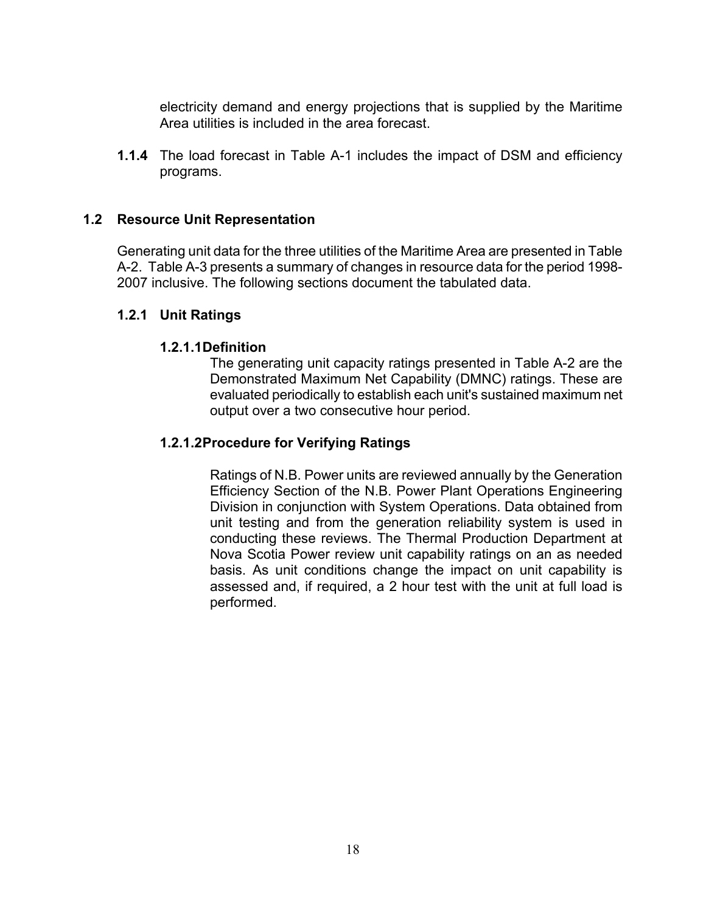electricity demand and energy projections that is supplied by the Maritime Area utilities is included in the area forecast.

**1.1.4** The load forecast in Table A-1 includes the impact of DSM and efficiency programs.

## 1.2 Resource Unit Representation

Generating unit data for the three utilities of the Maritime Area are presented in Table A-2. Table A-3 presents a summary of changes in resource data for the period 1998-2007 inclusive. The following sections document the tabulated data.

### 1.2.1 Unit Ratings

#### 1.2.1.1 Definition

The generating unit capacity ratings presented in Table A-2 are the Demonstrated Maximum Net Capability (DMNC) ratings. These are evaluated periodically to establish each unit's sustained maximum net output over a two consecutive hour period.

#### 1.2.1.2 Procedure for Verifying Ratings

Ratings of N.B. Power units are reviewed annually by the Generation Efficiency Section of the N.B. Power Plant Operations Engineering Division in conjunction with System Operations. Data obtained from unit testing and from the generation reliability system is used in conducting these reviews. The Thermal Production Department at Nova Scotia Power review unit capability ratings on an as needed basis. As unit conditions change the impact on unit capability is assessed and, if required, a 2 hour test with the unit at full load is performed.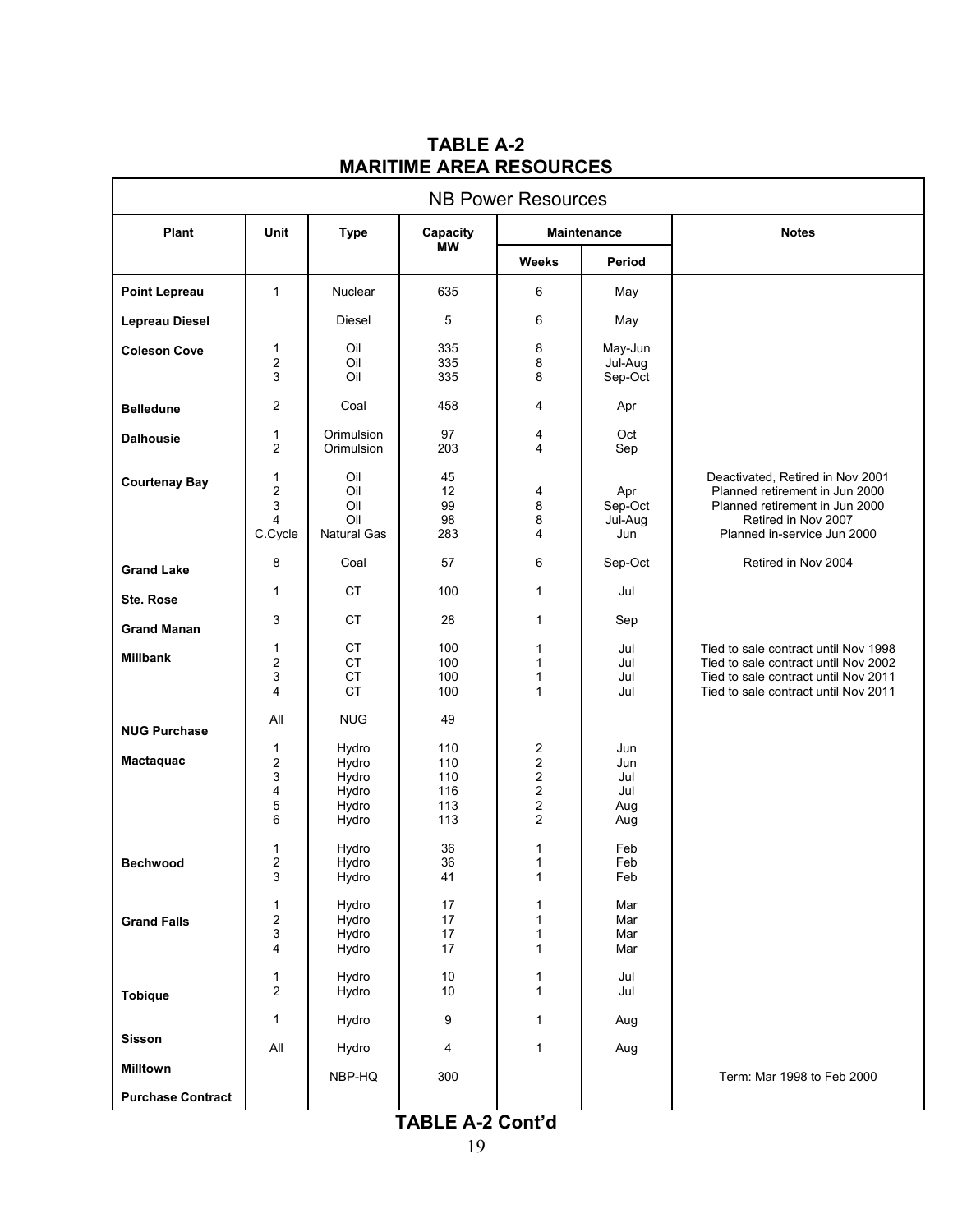# TABLE A-2
# MARITIME AREA RESOURCES

| NB Power Resources | | | | | | |
|---|---|---|---|---|---|---|
| **Plant** | **Unit** | **Type** | **Capacity MW** | **Maintenance** | | **Notes** |
| | | | | **Weeks** | **Period** | |
| **Point Lepreau** | 1 | Nuclear | 635 | 6 | May | |
| **Lepreau Diesel** | | Diesel | 5 | 6 | May | |
| **Coleson Cove** | 1 | Oil | 335 | 8 | May-Jun | |
| | 2 | Oil | 335 | 8 | Jul-Aug | |
| | 3 | Oil | 335 | 8 | Sep-Oct | |
| **Belledune** | 2 | Coal | 458 | 4 | Apr | |
| **Dalhousie** | 1 | Orimulsion | 97 | 4 | Oct | |
| | 2 | Orimulsion | 203 | 4 | Sep | |
| **Courtenay Bay** | 1 | Oil | 45 | | | Deactivated, Retired in Nov 2001 |
| | 2 | Oil | 12 | 4 | Apr | Planned retirement in Jun 2000 |
| | 3 | Oil | 99 | 8 | Sep-Oct | Planned retirement in Jun 2000 |
| | 4 | Oil | 98 | 8 | Jul-Aug | Retired in Nov 2007 |
| | C.Cycle | Natural Gas | 283 | 4 | Jun | Planned in-service Jun 2000 |
| **Grand Lake** | 8 | Coal | 57 | 6 | Sep-Oct | Retired in Nov 2004 |
| **Ste. Rose** | 1 | CT | 100 | 1 | Jul | |
| **Grand Manan** | 3 | CT | 28 | 1 | Sep | |
| **Millbank** | 1 | CT | 100 | 1 | Jul | Tied to sale contract until Nov 1998 |
| | 2 | CT | 100 | 1 | Jul | Tied to sale contract until Nov 2002 |
| | 3 | CT | 100 | 1 | Jul | Tied to sale contract until Nov 2011 |
| | 4 | CT | 100 | 1 | Jul | Tied to sale contract until Nov 2011 |
| **NUG Purchase** | All | NUG | 49 | | | |
| **Mactaquac** | 1 | Hydro | 110 | 2 | Jun | |
| | 2 | Hydro | 110 | 2 | Jun | |
| | 3 | Hydro | 110 | 2 | Jul | |
| | 4 | Hydro | 116 | 2 | Jul | |
| | 5 | Hydro | 113 | 2 | Aug | |
| | 6 | Hydro | 113 | 2 | Aug | |
| **Bechwood** | 1 | Hydro | 36 | 1 | Feb | |
| | 2 | Hydro | 36 | 1 | Feb | |
| | 3 | Hydro | 41 | 1 | Feb | |
| **Grand Falls** | 1 | Hydro | 17 | 1 | Mar | |
| | 2 | Hydro | 17 | 1 | Mar | |
| | 3 | Hydro | 17 | 1 | Mar | |
| | 4 | Hydro | 17 | 1 | Mar | |
| **Tobique** | 1 | Hydro | 10 | 1 | Jul | |
| | 2 | Hydro | 10 | 1 | Jul | |
| **Sisson** | 1 | Hydro | 9 | 1 | Aug | |
| **Milltown** | All | Hydro | 4 | 1 | Aug | |
| **Purchase Contract** | | NBP-HQ | 300 | | | Term: Mar 1998 to Feb 2000 |

**TABLE A-2 Cont'd**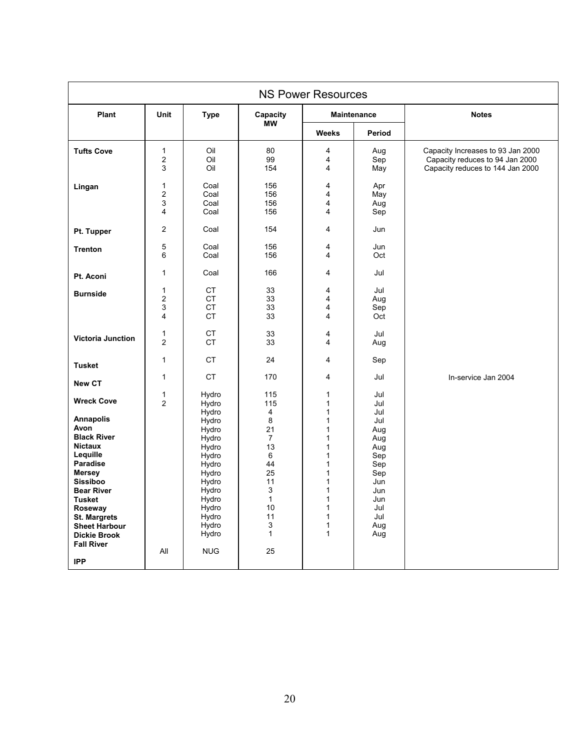## NS Power Resources

| Plant | Unit | Type | Capacity MW | Maintenance | | Notes |
|---|---|---|---|---|---|---|
| | | | | Weeks | Period | |
| **Tufts Cove** | 1 | Oil | 80 | 4 | Aug | Capacity Increases to 93 Jan 2000 |
| | 2 | Oil | 99 | 4 | Sep | Capacity reduces to 94 Jan 2000 |
| | 3 | Oil | 154 | 4 | May | Capacity reduces to 144 Jan 2000 |
| **Lingan** | 1 | Coal | 156 | 4 | Apr | |
| | 2 | Coal | 156 | 4 | May | |
| | 3 | Coal | 156 | 4 | Aug | |
| | 4 | Coal | 156 | 4 | Sep | |
| **Pt. Tupper** | 2 | Coal | 154 | 4 | Jun | |
| **Trenton** | 5 | Coal | 156 | 4 | Jun | |
| | 6 | Coal | 156 | 4 | Oct | |
| **Pt. Aconi** | 1 | Coal | 166 | 4 | Jul | |
| **Burnside** | 1 | CT | 33 | 4 | Jul | |
| | 2 | CT | 33 | 4 | Aug | |
| | 3 | CT | 33 | 4 | Sep | |
| | 4 | CT | 33 | 4 | Oct | |
| **Victoria Junction** | 1 | CT | 33 | 4 | Jul | |
| | 2 | CT | 33 | 4 | Aug | |
| **Tusket** | 1 | CT | 24 | 4 | Sep | |
| **New CT** | 1 | CT | 170 | 4 | Jul | In-service Jan 2004 |
| **Wreck Cove** | 1 | Hydro | 115 | 1 | Jul | |
| | 2 | Hydro | 115 | 1 | Jul | |
| **Annapolis** | | Hydro | 4 | 1 | Jul | |
| **Avon** | | Hydro | 8 | 1 | Jul | |
| **Black River** | | Hydro | 21 | 1 | Aug | |
| **Nictaux** | | Hydro | 7 | 1 | Aug | |
| **Lequille** | | Hydro | 13 | 1 | Aug | |
| **Paradise** | | Hydro | 6 | 1 | Sep | |
| **Mersey** | | Hydro | 44 | 1 | Sep | |
| **Sissiboo** | | Hydro | 25 | 1 | Sep | |
| **Bear River** | | Hydro | 11 | 1 | Jun | |
| **Tusket** | | Hydro | 3 | 1 | Jun | |
| **Roseway** | | Hydro | 1 | 1 | Jun | |
| **St. Margrets** | | Hydro | 10 | 1 | Jul | |
| **Sheet Harbour** | | Hydro | 11 | 1 | Jul | |
| **Dickie Brook** | | Hydro | 3 | 1 | Aug | |
| **Fall River** | | Hydro | 1 | 1 | Aug | |
| **IPP** | All | NUG | 25 | | | |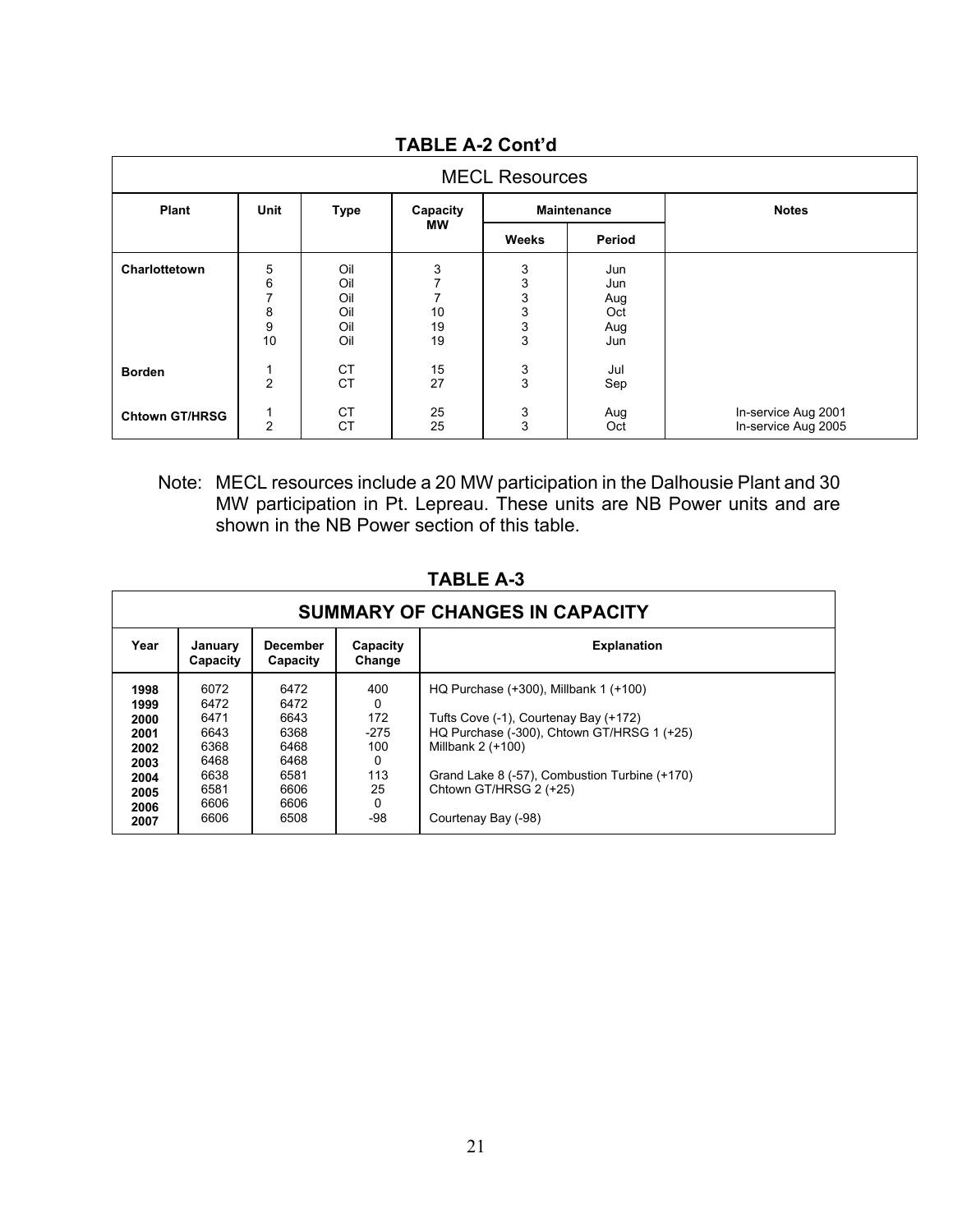**TABLE A-2 Cont'd**

| MECL Resources | | | | | | |
|---|---|---|---|---|---|---|
| **Plant** | **Unit** | **Type** | **Capacity MW** | **Maintenance** | | **Notes** |
| | | | | **Weeks** | **Period** | |
| **Charlottetown** | 5 | Oil | 3 | 3 | Jun | |
| | 6 | Oil | 7 | 3 | Jun | |
| | 7 | Oil | 7 | 3 | Aug | |
| | 8 | Oil | 10 | 3 | Oct | |
| | 9 | Oil | 19 | 3 | Aug | |
| | 10 | Oil | 19 | 3 | Jun | |
| **Borden** | 1 | CT | 15 | 3 | Jul | |
| | 2 | CT | 27 | 3 | Sep | |
| **Chtown GT/HRSG** | 1 | CT | 25 | 3 | Aug | In-service Aug 2001 |
| | 2 | CT | 25 | 3 | Oct | In-service Aug 2005 |

Note: MECL resources include a 20 MW participation in the Dalhousie Plant and 30 MW participation in Pt. Lepreau. These units are NB Power units and are shown in the NB Power section of this table.

**TABLE A-3**

| SUMMARY OF CHANGES IN CAPACITY | | | | |
|---|---|---|---|---|
| **Year** | **January Capacity** | **December Capacity** | **Capacity Change** | **Explanation** |
| **1998** | 6072 | 6472 | 400 | HQ Purchase (+300), Millbank 1 (+100) |
| **1999** | 6472 | 6472 | 0 | |
| **2000** | 6471 | 6643 | 172 | Tufts Cove (-1), Courtenay Bay (+172) |
| **2001** | 6643 | 6368 | -275 | HQ Purchase (-300), Chtown GT/HRSG 1 (+25) |
| **2002** | 6368 | 6468 | 100 | Millbank 2 (+100) |
| **2003** | 6468 | 6468 | 0 | |
| **2004** | 6638 | 6581 | 113 | Grand Lake 8 (-57), Combustion Turbine (+170) |
| **2005** | 6581 | 6606 | 25 | Chtown GT/HRSG 2 (+25) |
| **2006** | 6606 | 6606 | 0 | |
| **2007** | 6606 | 6508 | -98 | Courtenay Bay (-98) |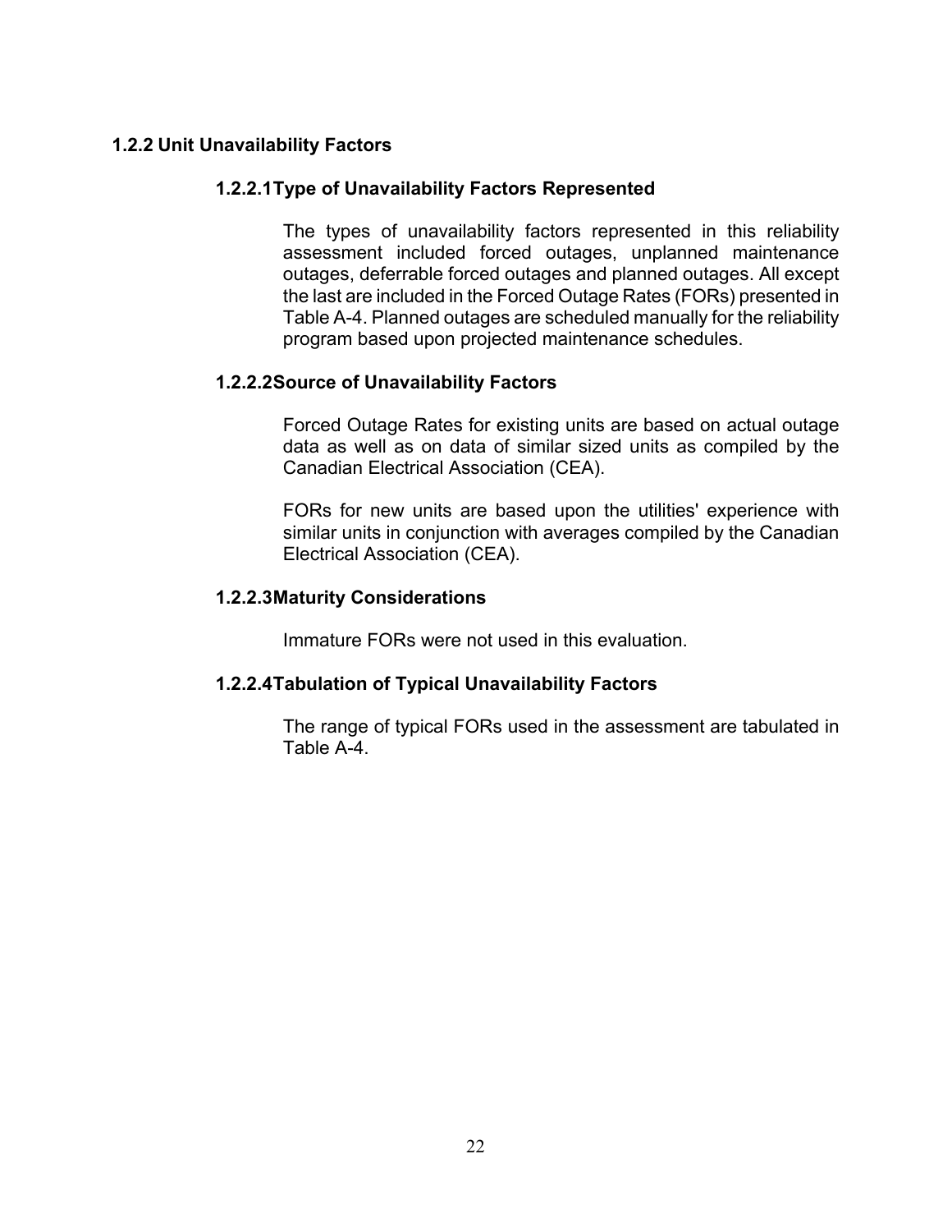## 1.2.2 Unit Unavailability Factors

### 1.2.2.1 Type of Unavailability Factors Represented

The types of unavailability factors represented in this reliability assessment included forced outages, unplanned maintenance outages, deferrable forced outages and planned outages. All except the last are included in the Forced Outage Rates (FORs) presented in Table A-4. Planned outages are scheduled manually for the reliability program based upon projected maintenance schedules.

### 1.2.2.2 Source of Unavailability Factors

Forced Outage Rates for existing units are based on actual outage data as well as on data of similar sized units as compiled by the Canadian Electrical Association (CEA).

FORs for new units are based upon the utilities' experience with similar units in conjunction with averages compiled by the Canadian Electrical Association (CEA).

### 1.2.2.3 Maturity Considerations

Immature FORs were not used in this evaluation.

### 1.2.2.4 Tabulation of Typical Unavailability Factors

The range of typical FORs used in the assessment are tabulated in Table A-4.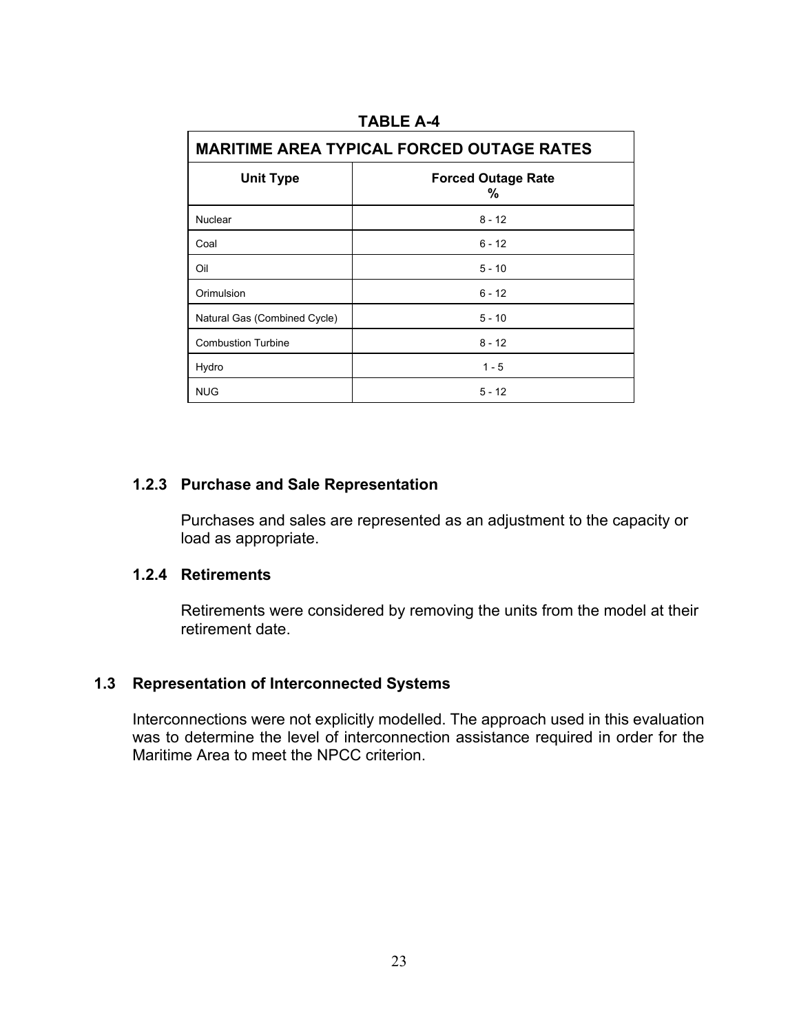**TABLE A-4**

| MARITIME AREA TYPICAL FORCED OUTAGE RATES | |
|---|---|
| **Unit Type** | **Forced Outage Rate %** |
| Nuclear | 8 - 12 |
| Coal | 6 - 12 |
| Oil | 5 - 10 |
| Orimulsion | 6 - 12 |
| Natural Gas (Combined Cycle) | 5 - 10 |
| Combustion Turbine | 8 - 12 |
| Hydro | 1 - 5 |
| NUG | 5 - 12 |

### 1.2.3 Purchase and Sale Representation

Purchases and sales are represented as an adjustment to the capacity or load as appropriate.

### 1.2.4 Retirements

Retirements were considered by removing the units from the model at their retirement date.

## 1.3 Representation of Interconnected Systems

Interconnections were not explicitly modelled. The approach used in this evaluation was to determine the level of interconnection assistance required in order for the Maritime Area to meet the NPCC criterion.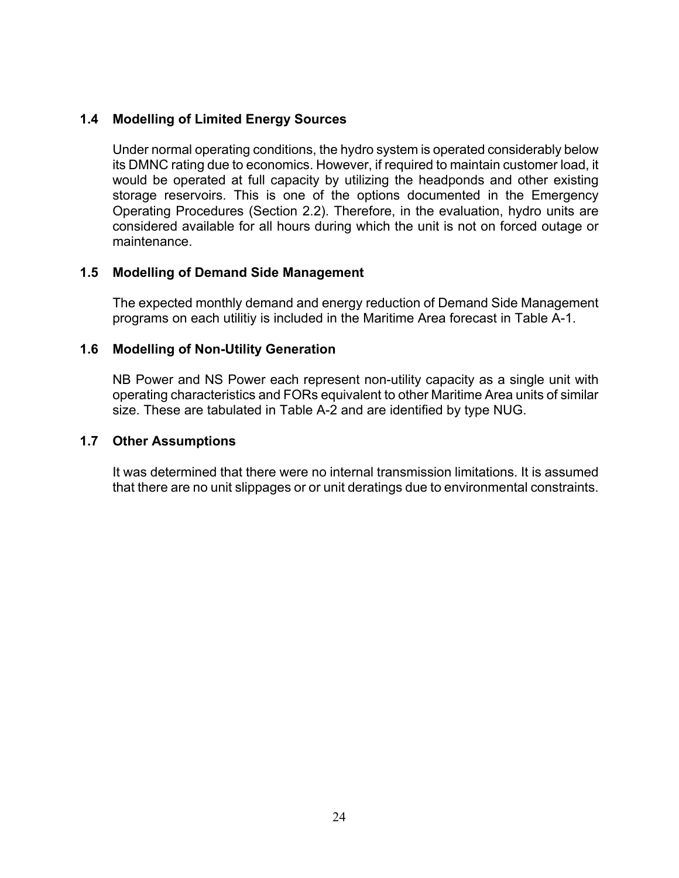### 1.4 Modelling of Limited Energy Sources

Under normal operating conditions, the hydro system is operated considerably below its DMNC rating due to economics. However, if required to maintain customer load, it would be operated at full capacity by utilizing the headponds and other existing storage reservoirs. This is one of the options documented in the Emergency Operating Procedures (Section 2.2). Therefore, in the evaluation, hydro units are considered available for all hours during which the unit is not on forced outage or maintenance.

### 1.5 Modelling of Demand Side Management

The expected monthly demand and energy reduction of Demand Side Management programs on each utilitiy is included in the Maritime Area forecast in Table A-1.

### 1.6 Modelling of Non-Utility Generation

NB Power and NS Power each represent non-utility capacity as a single unit with operating characteristics and FORs equivalent to other Maritime Area units of similar size. These are tabulated in Table A-2 and are identified by type NUG.

### 1.7 Other Assumptions

It was determined that there were no internal transmission limitations. It is assumed that there are no unit slippages or or unit deratings due to environmental constraints.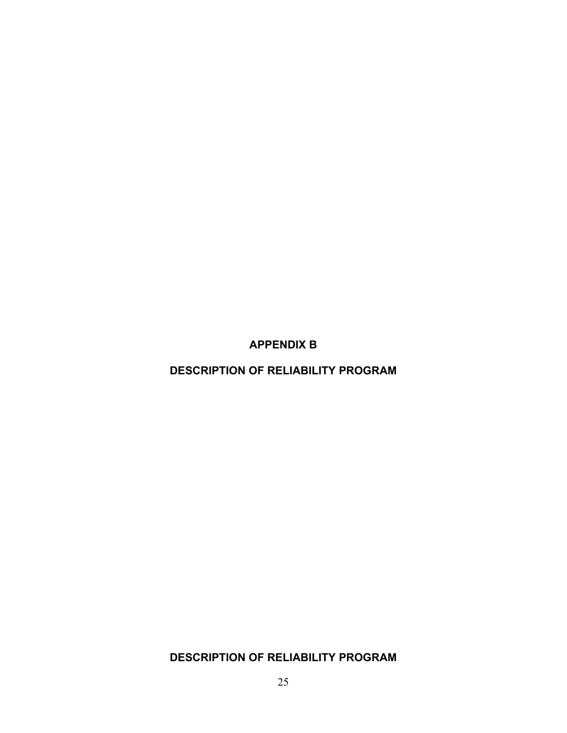# APPENDIX B

# DESCRIPTION OF RELIABILITY PROGRAM

**DESCRIPTION OF RELIABILITY PROGRAM**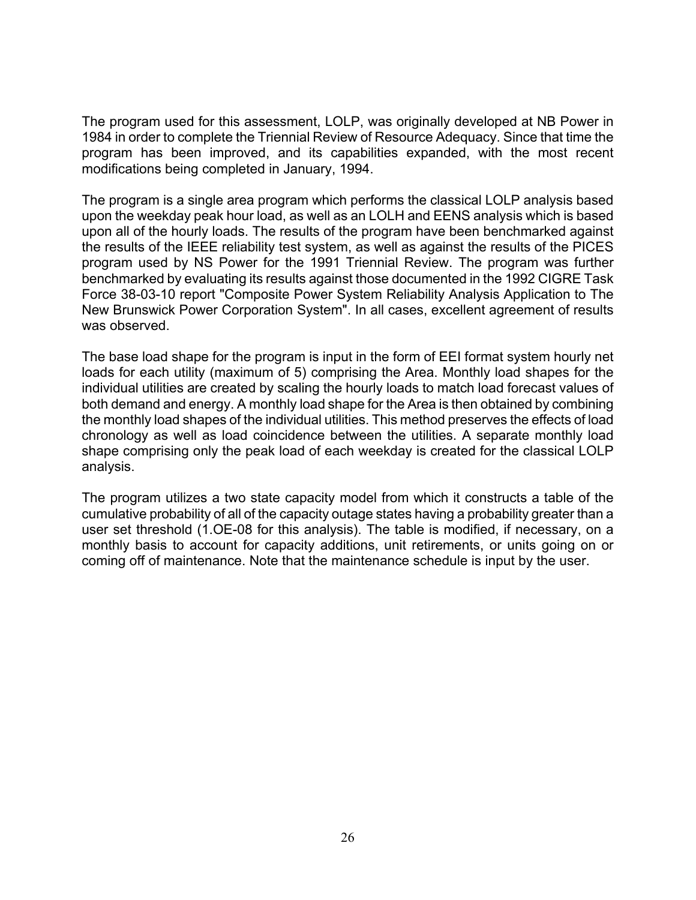The program used for this assessment, LOLP, was originally developed at NB Power in 1984 in order to complete the Triennial Review of Resource Adequacy. Since that time the program has been improved, and its capabilities expanded, with the most recent modifications being completed in January, 1994.

The program is a single area program which performs the classical LOLP analysis based upon the weekday peak hour load, as well as an LOLH and EENS analysis which is based upon all of the hourly loads. The results of the program have been benchmarked against the results of the IEEE reliability test system, as well as against the results of the PICES program used by NS Power for the 1991 Triennial Review. The program was further benchmarked by evaluating its results against those documented in the 1992 CIGRE Task Force 38-03-10 report "Composite Power System Reliability Analysis Application to The New Brunswick Power Corporation System". In all cases, excellent agreement of results was observed.

The base load shape for the program is input in the form of EEI format system hourly net loads for each utility (maximum of 5) comprising the Area. Monthly load shapes for the individual utilities are created by scaling the hourly loads to match load forecast values of both demand and energy. A monthly load shape for the Area is then obtained by combining the monthly load shapes of the individual utilities. This method preserves the effects of load chronology as well as load coincidence between the utilities. A separate monthly load shape comprising only the peak load of each weekday is created for the classical LOLP analysis.

The program utilizes a two state capacity model from which it constructs a table of the cumulative probability of all of the capacity outage states having a probability greater than a user set threshold (1.OE-08 for this analysis). The table is modified, if necessary, on a monthly basis to account for capacity additions, unit retirements, or units going on or coming off of maintenance. Note that the maintenance schedule is input by the user.